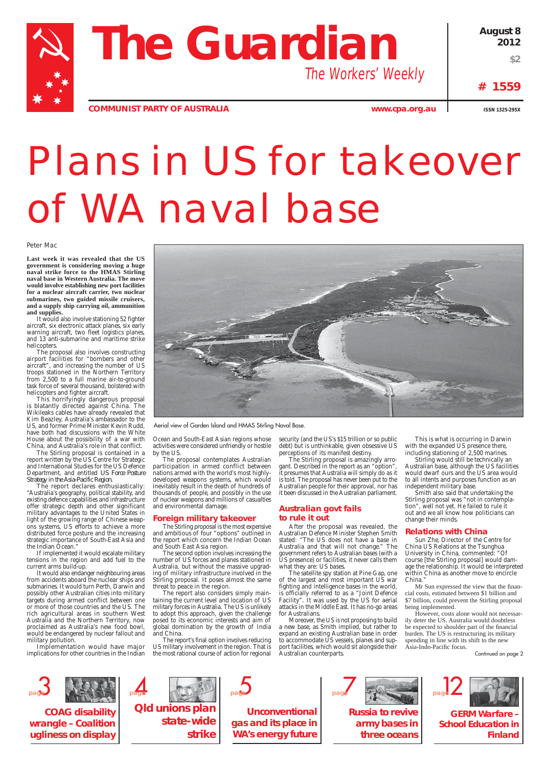# The Guardian

*The Workers' Weekly*

**COMMUNIST PARTY OF AUSTRALIA** www.cpa.org.au

August 8 2012 | $2 | # 1559 | ISSN 1325-295X

# Plans in US for takeover of WA naval base

Peter Mac

**Last week it was revealed that the US government is considering moving a huge naval strike force to the HMAS Stirling naval base in Western Australia. The move would involve establishing new port facilities for a nuclear aircraft carrier, two nuclear submarines, two guided missile cruisers, and a supply ship carrying oil, ammunition and supplies.**

It would also involve stationing 52 fighter aircraft, six electronic attack planes, six early warning aircraft, two fleet logistics planes, and 13 anti-submarine and maritime strike helicopters.

The proposal also involves constructing airport facilities for "bombers and other aircraft", and increasing the number of US troops stationed in the Northern Territory from 2,500 to a full marine air-to-ground task force of several thousand, bolstered with helicopters and fighter aircraft.

This horrifyingly dangerous proposal is blatantly directed against China. The Wikileaks cables have already revealed that Kim Beazley, Australia's ambassador to the US, and former Prime Minister Kevin Rudd, have both had discussions with the White House about the possibility of a war with China, and Australia's role in that conflict.

The Stirling proposal is contained in a report written by the US Centre for Strategic and International Studies for the US Defence Department, and entitled *US Force Posture Strategy in the Asia-Pacific Region*.

The report declares enthusiastically: "Australia's geography, political stability, and existing defence capabilities and infrastructure offer strategic depth and other significant military advantages to the United States in light of the growing range of Chinese weapons systems, US efforts to achieve a more distributed force posture and the increasing strategic importance of South-East Asia and the Indian Ocean."

If implemented it would escalate military tensions in the region and add fuel to the current arms build-up.

It would also endanger neighbouring areas from accidents aboard the nuclear ships and submarines. It would turn Perth, Darwin and possibly other Australian cities into military targets during armed conflict between one or more of those countries and the US. The rich agricultural areas in southern West Australia and the Northern Territory, now proclaimed as Australia's new food bowl, would be endangered by nuclear fallout and military pollution.

Implementation would have major implications for other countries in the Indian Ocean and South-East Asian regions whose activities were considered unfriendly or hostile by the US.

The proposal contemplates Australian participation in armed conflict between nations armed with the world's most highly-developed weapons systems, which would inevitably result in the death of hundreds of thousands of people, and possibly in the use of nuclear weapons and millions of casualties and environmental damage.

Aerial view of Garden Island and HMAS Stirling Naval Base.

## Foreign military takeover

The Stirling proposal is the most expensive and ambitious of four "options" outlined in the report which concern the Indian Ocean and South East Asia region.

The second option involves increasing the number of US forces and planes stationed in Australia, but without the massive upgrading of military infrastructure involved in the Stirling proposal. It poses almost the same threat to peace in the region.

The report also considers simply maintaining the current level and location of US military forces in Australia. The US is unlikely to adopt this approach, given the challenge posed to its economic interests and aim of global domination by the growth of India and China.

The report's final option involves reducing US military involvement in the region. That is the most rational course of action for regional security (and the US's $15 trillion or so public debt) but is unthinkable, given obsessive US perceptions of its manifest destiny.

The Stirling proposal is amazingly arrogant. Described in the report as an "option", it presumes that Australia will simply do as it is told. The proposal has never been put to the Australian people for their approval, nor has it been discussed in the Australian parliament.

## Australian govt fails to rule it out

After the proposal was revealed, the Australian Defence Minister Stephen Smith stated: "The US does not have a base in Australia and that will not change." The government refers to Australian bases (with a US presence) or facilities, it never calls them what they are: US bases.

The satellite spy station at Pine Gap, one of the largest and most important US war fighting and intelligence bases in the world, is officially referred to as a "Joint Defence Facility". It was used by the US for aerial attacks in the Middle East. It has no-go areas for Australians.

Moreover, the US is not proposing to build a new base, as Smith implied, but rather to expand an existing Australian base in order to accommodate US vessels, planes and support facilities, which would sit alongside their Australian counterparts.

This is what is occurring in Darwin with the expanded US presence there, including stationing of 2,500 marines.

Stirling would still be technically an Australian base, although the US facilities would dwarf ours and the US area would to all intents and purposes function as an independent military base.

Smith also said that undertaking the Stirling proposal was "not in contemplation", well not yet. He failed to rule it out and we all know how politicians can change their minds.

## Relations with China

Sun Zhe, Director of the Centre for China US Relations at the Tsunghua University in China, commented: "Of course [the Stirling proposal] would damage the relationship. It would be interpreted within China as another move to encircle China."

Mr Sun expressed the view that the financial costs, estimated between $1 billion and $7 billion, could prevent the Stirling proposal being implemented.

However, costs alone would not necessarily deter the US. Australia would doubtless be expected to shoulder part of the financial burden. The US is restructuring its military spending in line with its shift to the new Asia-Indo-Pacific focus.

Continued on page 2

---

- page 3 — **COAG disability wrangle – Coalition ugliness on display**
- page 4 — **Qld unions plan state-wide strike**
- page 5 — **Unconventional gas and its place in WA's energy future**
- page 7 — **Russia to revive army bases in three oceans**
- page 12 — **GERM Warfare – School Education in Finland**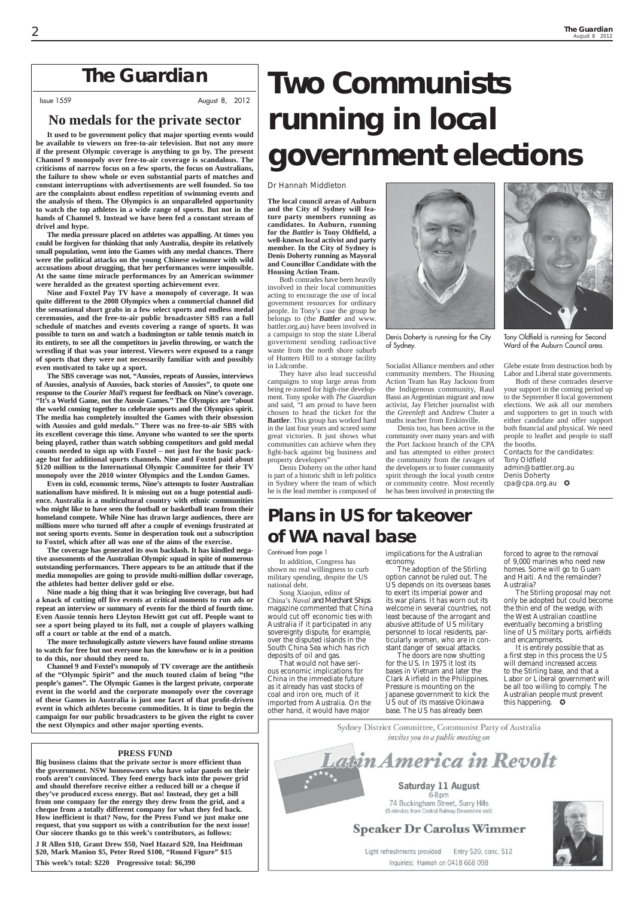# The Guardian

Issue 1559 August 8, 2012

## No medals for the private sector

**It used to be government policy that major sporting events would be available to viewers on free-to-air television. But not any more if the present Olympic coverage is anything to go by. The present Channel 9 monopoly over free-to-air coverage is scandalous. The criticisms of narrow focus on a few sports, the focus on Australians, the failure to show whole or even substantial parts of matches and constant interruptions with advertisements are well founded. So too are the complaints about endless repetition of swimming events and the analysis of them. The Olympics is an unparalleled opportunity to watch the top athletes in a wide range of sports. But not in the hands of Channel 9. Instead we have been fed a constant stream of drivel and hype.**

**The media pressure placed on athletes was appalling. At times you could be forgiven for thinking that only Australia, despite its relatively small population, went into the Games with any medal chances. There were the political attacks on the young Chinese swimmer with wild accusations about drugging, that her performances were impossible. At the same time miracle performances by an American swimmer were heralded as the greatest sporting achievement ever.**

**Nine and Foxtel Pay TV have a monopoly of coverage. It was quite different to the 2008 Olympics when a commercial channel did the sensational short grabs in a few select sports and endless medal ceremonies, and the free-to-air public broadcaster SBS ran a full schedule of matches and events covering a range of sports. It was possible to turn on and watch a badminton or table tennis match in its entirety, to see all the competitors in javelin throwing, or watch the wrestling if that was your interest. Viewers were exposed to a range of sports that they were not necessarily familiar with and possibly even motivated to take up a sport.**

**The SBS coverage was not, "Aussies, repeats of Aussies, interviews of Aussies, analysis of Aussies, back stories of Aussies", to quote one response to the *Courier Mail's* request for feedback on Nine's coverage. "It's a World Game, not the Aussie Games." The Olympics are "about the world coming together to celebrate sports and the Olympics spirit. The media has completely insulted the Games with their obsession with Aussies and gold medals." There was no free-to-air SBS with its excellent coverage this time. Anyone who wanted to see the sports being played, rather than watch sobbing competitors and gold medal counts needed to sign up with Foxtel – not just for the basic package but for additional sports channels. Nine and Foxtel paid about $120 million to the International Olympic Committee for their TV monopoly over the 2010 winter Olympics and the London Games.**

**Even in cold, economic terms, Nine's attempts to foster Australian nationalism have misfired. It is missing out on a huge potential audience. Australia is a multicultural country with ethnic communities who might like to have seen the football or basketball team from their homeland compete. While Nine has drawn large audiences, there are millions more who turned off after a couple of evenings frustrated at not seeing sports events. Some in desperation took out a subscription to Foxtel, which after all was one of the aims of the exercise.**

**The coverage has generated its own backlash. It has kindled negative assessments of the Australian Olympic squad in spite of numerous outstanding performances. There appears to be an attitude that if the media monopolies are going to provide multi-million dollar coverage, the athletes had better deliver gold or else.**

**Nine made a big thing that it was bringing live coverage, but had a knack of cutting off live events at critical moments to run ads or repeat an interview or summary of events for the third of fourth time. Even Aussie tennis hero Lleyton Hewitt got cut off. People want to see a sport being played to its full, not a couple of players walking off a court or table at the end of a match.**

**The more technologically astute viewers have found online streams to watch for free but not everyone has the knowhow or is in a position to do this, nor should they need to.**

**Channel 9 and Foxtel's monopoly of TV coverage are the antithesis of the "Olympic Spirit" and the much touted claim of being "the people's games". The Olympic Games is the largest private, corporate event in the world and the corporate monopoly over the coverage of these Games in Australia is just one facet of that profit-driven event in which athletes become commodities. It is time to begin the campaign for our public broadcasters to be given the right to cover the next Olympics and other major sporting events.**

### PRESS FUND

**Big business claims that the private sector is more efficient than the government. NSW homeowners who have solar panels on their roofs aren't convinced. They feed energy back into the power grid and should therefore receive either a reduced bill or a cheque if they've produced excess energy. But no! Instead, they get a bill from one company for the energy they drew from the grid, and a cheque from a totally different company for what they fed back. How inefficient is that? Now, for the Press Fund we just make one request, that you support us with a contribution for the next issue! Our sincere thanks go to this week's contributors, as follows:**

**J R Allen $10, Grant Drew $50, Noel Hazard $20, Ina Heidtman $20, Mark Manion $5, Peter Reed $100, "Round Figure" $15**

**This week's total: $220 Progressive total: $6,390**

# Two Communists running in local government elections

Dr Hannah Middleton

**The local council areas of Auburn and the City of Sydney will feature party members running as candidates. In Auburn, running for the *Battler* is Tony Oldfield, a well-known local activist and party member. In the City of Sydney is Denis Doherty running as Mayoral and Councillor Candidate with the Housing Action Team.**

Both comrades have been heavily involved in their local communities acting to encourage the use of local government resources for ordinary people. In Tony's case the group he belongs to (the ***Battler*** and www.battler.org.au) have been involved in a campaign to stop the state Liberal government sending radioactive waste from the north shore suburb of Hunters Hill to a storage facility in Lidcombe.

They have also lead successful campaigns to stop large areas from being re-zoned for high-rise development. Tony spoke with *The Guardian* and said, "I am proud to have been chosen to head the ticket for the **Battler**. This group has worked hard in the last four years and scored some great victories. It just shows what communities can achieve when they fight-back against big business and property developers"

Denis Doherty on the other hand is part of a historic shift in left politics in Sydney where the team of which he is the lead member is composed of Socialist Alliance members and other community members. The Housing Action Team has Ray Jackson from the Indigenous community, Raul Bassi an Argentinian migrant and now activist, Jay Fletcher journalist with the *Greenleft* and Andrew Chuter a maths teacher from Erskinville.

Denis Doherty is running for the City of Sydney.

Tony Oldfield is running for Second Ward of the Auburn Council area.

Denis too, has been active in the community over many years and with the Port Jackson branch of the CPA and has attempted to either protect the community from the ravages of the developers or to foster community spirit through the local youth centre or community centre. Most recently he has been involved in protecting the Glebe estate from destruction both by Labor and Liberal state governments.

Both of these comrades deserve your support in the coming period up to the September 8 local government elections. We ask all our members and supporters to get in touch with either candidate and offer support both financial and physical. We need people to leaflet and people to staff the booths.

Contacts for the candidates:
Tony Oldfield
admin@battler.org.au
Denis Doherty
cpa@cpa.org.au ✪

## Plans in US for takeover of WA naval base

Continued from page 1

In addition, Congress has shown no real willingness to curb military spending, despite the US national debt.

Song Xiaojun, editor of China's *Naval and Merchant Ships* magazine commented that China would cut off economic ties with Australia if it participated in any sovereignty dispute, for example, over the disputed islands in the South China Sea which has rich deposits of oil and gas.

That would not have serious economic implications for China in the immediate future as it already has vast stocks of coal and iron ore, much of it imported from Australia. On the other hand, it would have major implications for the Australian economy.

The adoption of the Stirling option cannot be ruled out. The US depends on its overseas bases to exert its imperial power and its war plans. It has worn out its welcome in several countries, not least because of the arrogant and abusive attitude of US military personnel to local residents, particularly women, who are in constant danger of sexual attacks.

The doors are now shutting for the US. In 1975 it lost its bases in Vietnam and later the Clark Airfield in the Philippines. Pressure is mounting on the Japanese government to kick the US out of its massive Okinawa base. The US has already been forced to agree to the removal of 9,000 marines who need new homes. Some will go to Guam and Haiti. And the remainder? Australia?

The Stirling proposal may not only be adopted but could become the thin end of the wedge, with the West Australian coastline eventually becoming a bristling line of US military ports, airfields and encampments.

It is entirely possible that as a first step in this process the US will demand increased access to the Stirling base, and that a Labor or Liberal government will be all too willing to comply. The Australian people must prevent this happening. ✪

Sydney District Committee, Communist Party of Australia
*invites you to a public meeting on*

## *Latin America in Revolt*

**Saturday 11 August**
6-8pm
74 Buckingham Street, Surry Hills
(5 minutes from Central Railway Devonshire exit)

**Speaker Dr Carolus Wimmer**

Light refreshments provided Entry $20, conc. $12
Inquiries: Hannah on 0418 668 098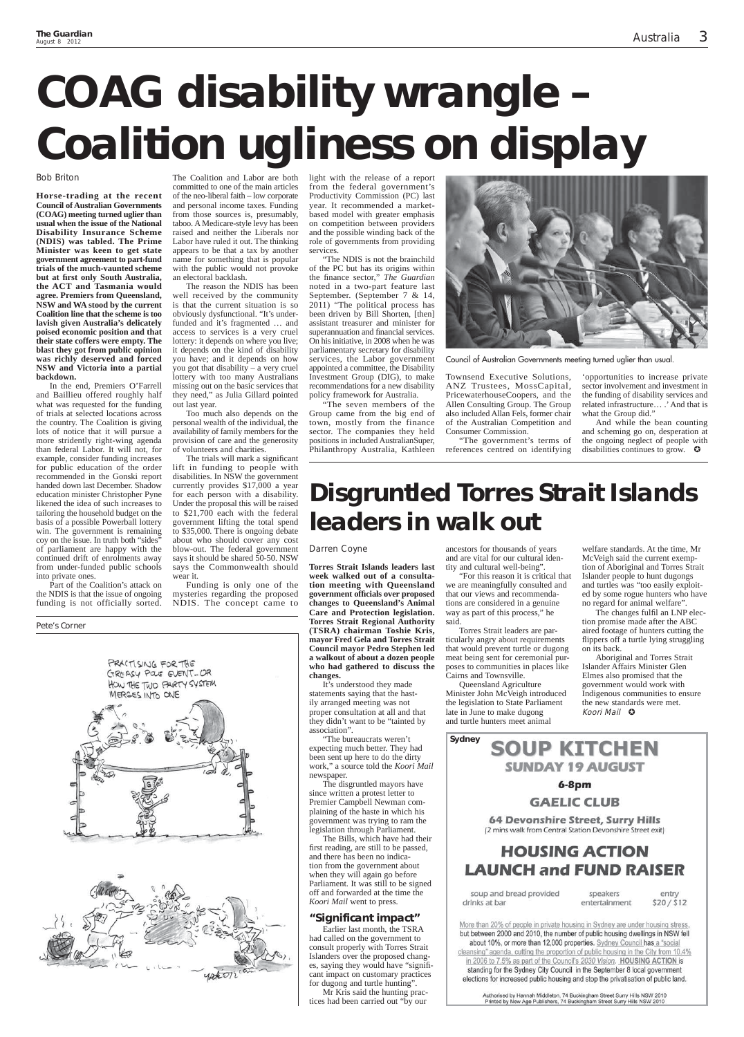# COAG disability wrangle – Coalition ugliness on display

Bob Briton

**Horse-trading at the recent Council of Australian Governments (COAG) meeting turned uglier than usual when the issue of the National Disability Insurance Scheme (NDIS) was tabled. The Prime Minister was keen to get state government agreement to part-fund trials of the much-vaunted scheme but at first only South Australia, the ACT and Tasmania would agree. Premiers from Queensland, NSW and WA stood by the current Coalition line that the scheme is too lavish given Australia's delicately poised economic position and that their state coffers were empty. The blast they got from public opinion was richly deserved and forced NSW and Victoria into a partial backdown.**

In the end, Premiers O'Farrell and Baillieu offered roughly half what was requested for the funding of trials at selected locations across the country. The Coalition is giving lots of notice that it will pursue a more stridently right-wing agenda than federal Labor. It will not, for example, consider funding increases for public education of the order recommended in the Gonski report handed down last December. Shadow education minister Christopher Pyne likened the idea of such increases to tailoring the household budget on the basis of a possible Powerball lottery win. The government is remaining coy on the issue. In truth both "sides" of parliament are happy with the continued drift of enrolments away from under-funded public schools into private ones.

Part of the Coalition's attack on the NDIS is that the issue of ongoing funding is not officially sorted. The Coalition and Labor are both committed to one of the main articles of the neo-liberal faith – low corporate and personal income taxes. Funding from those sources is, presumably, taboo. A Medicare-style levy has been raised and neither the Liberals nor Labor have ruled it out. The thinking appears to be that a tax by another name for something that is popular with the public would not provoke an electoral backlash.

The reason the NDIS has been well received by the community is that the current situation is so obviously dysfunctional. "It's under-funded and it's fragmented … and access to services is a very cruel lottery: it depends on where you live; it depends on the kind of disability you have; and it depends on how you got that disability – a very cruel lottery with too many Australians missing out on the basic services that they need," as Julia Gillard pointed out last year.

Too much also depends on the personal wealth of the individual, the availability of family members for the provision of care and the generosity of volunteers and charities.

The trials will mark a significant lift in funding to people with disabilities. In NSW the government currently provides $17,000 a year for each person with a disability. Under the proposal this will be raised to $21,700 each with the federal government lifting the total spend to $35,000. There is ongoing debate about who should cover any cost blow-out. The federal government says it should be shared 50-50. NSW says the Commonwealth should wear it.

Funding is only one of the mysteries regarding the proposed NDIS. The concept came to light with the release of a report from the federal government's Productivity Commission (PC) last year. It recommended a market-based model with greater emphasis on competition between providers and the possible winding back of the role of governments from providing services.

"The NDIS is not the brainchild of the PC but has its origins within the finance sector," *The Guardian* noted in a two-part feature last September. (September 7 & 14, 2011) "The political process has been driven by Bill Shorten, [then] assistant treasurer and minister for superannuation and financial services. On his initiative, in 2008 when he was parliamentary secretary for disability services, the Labor government appointed a committee, the Disability Investment Group (DIG), to make recommendations for a new disability policy framework for Australia.

"The seven members of the Group came from the big end of town, mostly from the finance sector. The companies they held positions in included AustralianSuper, Philanthropy Australia, Kathleen Townsend Executive Solutions, ANZ Trustees, MossCapital, PricewaterhouseCoopers, and the Allen Consulting Group. The Group also included Allan Fels, former chair of the Australian Competition and Consumer Commission.

"The government's terms of references centred on identifying 'opportunities to increase private sector involvement and investment in the funding of disability services and related infrastructure… .' And that is what the Group did."

And while the bean counting and scheming go on, desperation at the ongoing neglect of people with disabilities continues to grow.

Council of Australian Governments meeting turned uglier than usual.

Pete's Corner

# Disgruntled Torres Strait Islands leaders in walk out

Darren Coyne

**Torres Strait Islands leaders last week walked out of a consultation meeting with Queensland government officials over proposed changes to Queensland's Animal Care and Protection legislation. Torres Strait Regional Authority (TSRA) chairman Toshie Kris, mayor Fred Gela and Torres Strait Council mayor Pedro Stephen led a walkout of about a dozen people who had gathered to discuss the changes.**

It's understood they made statements saying that the hastily arranged meeting was not proper consultation at all and that they didn't want to be "tainted by association".

"The bureaucrats weren't expecting much better. They had been sent up here to do the dirty work," a source told the *Koori Mail* newspaper.

The disgruntled mayors have since written a protest letter to Premier Campbell Newman complaining of the haste in which his government was trying to ram the legislation through Parliament.

The Bills, which have had their first reading, are still to be passed, and there has been no indication from the government about when they will again go before Parliament. It was still to be signed off and forwarded at the time the *Koori Mail* went to press.

## "Significant impact"

Earlier last month, the TSRA had called on the government to consult properly with Torres Strait Islanders over the proposed changes, saying they would have "significant impact on customary practices for dugong and turtle hunting".

Mr Kris said the hunting practices had been carried out "by our ancestors for thousands of years and are vital for our cultural identity and cultural well-being".

"For this reason it is critical that we are meaningfully consulted and that our views and recommendations are considered in a genuine way as part of this process," he said.

Torres Strait leaders are particularly angry about requirements that would prevent turtle or dugong meat being sent for ceremonial purposes to communities in places like Cairns and Townsville.

Queensland Agriculture Minister John McVeigh introduced the legislation to State Parliament late in June to make dugong and turtle hunters meet animal welfare standards. At the time, Mr McVeigh said the current exemption of Aboriginal and Torres Strait Islander people to hunt dugongs and turtles was "too easily exploited by some rogue hunters who have no regard for animal welfare".

The changes fulfil an LNP election promise made after the ABC aired footage of hunters cutting the flippers off a turtle lying struggling on its back.

Aboriginal and Torres Strait Islander Affairs Minister Glen Elmes also promised that the government would work with Indigenous communities to ensure the new standards were met.

*Koori Mail*

---

**Sydney**

## SOUP KITCHEN

**SUNDAY 19 AUGUST**

**6-8pm**

**GAELIC CLUB**

**64 Devonshire Street, Surry Hills**
(2 mins walk from Central Station Devonshire Street exit)

## HOUSING ACTION LAUNCH and FUND RAISER

soup and bread provided | speakers | entry
drinks at bar | entertainment | $20 / $12

More than 20% of people in private housing in Sydney are under housing stress, but between 2000 and 2010, the number of public housing dwellings in NSW fell about 10%, or more than 12,000 properties. Sydney Council has a "social cleansing" agenda, cutting the proportion of public housing in the City from 10.4% in 2006 to 7.5% as part of the Council's *2030 Vision*. **HOUSING ACTION** is standing for the Sydney City Council in the September 8 local government elections for increased public housing and stop the privatisation of public land.

Authorised by Hannah Middleton, 74 Buckingham Street Surry Hills NSW 2010
Printed by New Age Publishers, 74 Buckingham Street Surry Hills NSW 2010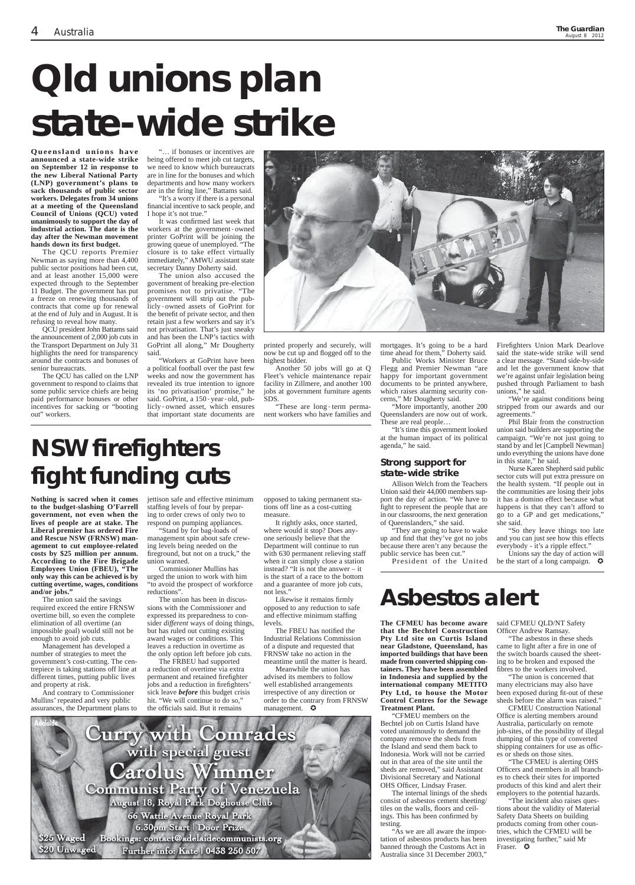# Qld unions plan state-wide strike

**Queensland unions have announced a state-wide strike on September 12 in response to the new Liberal National Party (LNP) government's plans to sack thousands of public sector workers. Delegates from 34 unions at a meeting of the Queensland Council of Unions (QCU) voted unanimously to support the day of industrial action. The date is the day after the Newman movement hands down its first budget.**

The QCU reports Premier Newman as saying more than 4,400 public sector positions had been cut, and at least another 15,000 were expected through to the September 11 Budget. The government has put a freeze on renewing thousands of contracts that come up for renewal at the end of July and in August. It is refusing to reveal how many.

QCU president John Battams said the announcement of 2,000 job cuts in the Transport Department on July 31 highlights the need for transparency around the contracts and bonuses of senior bureaucrats.

The QCU has called on the LNP government to respond to claims that some public service chiefs are being paid performance bonuses or other incentives for sacking or "booting out" workers.

"… if bonuses or incentives are being offered to meet job cut targets, we need to know which bureaucrats are in line for the bonuses and which departments and how many workers are in the firing line," Battams said.

"It's a worry if there is a personal financial incentive to sack people, and I hope it's not true."

It was confirmed last week that workers at the government-owned printer GoPrint will be joining the growing queue of unemployed. "The closure is to take effect virtually immediately," AMWU assistant state secretary Danny Doherty said.

The union also accused the government of breaking pre-election promises not to privatise. "The government will strip out the publicly-owned assets of GoPrint for the benefit of private sector, and then retain just a few workers and say it's not privatisation. That's just sneaky and has been the LNP's tactics with GoPrint all along," Mr Dougherty said.

"Workers at GoPrint have been a political football over the past few weeks and now the government has revealed its true intention to ignore its 'no privatisation' promise," he said. GoPrint, a 150-year-old, publicly-owned asset, which ensures that important state documents are printed properly and securely, will now be cut up and flogged off to the highest bidder.

Another 50 jobs will go at Q Fleet's vehicle maintenance repair facility in Zillmere, and another 100 jobs at government furniture agents SDS.

"These are long-term permanent workers who have families and mortgages. It's going to be a hard time ahead for them," Doherty said.

Public Works Minister Bruce Flegg and Premier Newman "are happy for important government documents to be printed anywhere, which raises alarming security concerns," Mr Dougherty said.

"More importantly, another 200 Queenslanders are now out of work. These are real people…

"It's time this government looked at the human impact of its political agenda," he said.

### Strong support for state-wide strike

Allison Welch from the Teachers Union said their 44,000 members support the day of action. "We have to fight to represent the people that are in our classrooms, the next generation of Queenslanders," she said.

"They are going to have to wake up and find that they've got no jobs because there aren't any because the public service has been cut."

President of the United Firefighters Union Mark Dearlove said the state-wide strike will send a clear message. "Stand side-by-side and let the government know that we're against unfair legislation being pushed through Parliament to bash unions," he said.

"We're against conditions being stripped from our awards and our agreements."

Phil Blair from the construction union said builders are supporting the campaign. "We're not just going to stand by and let [Campbell Newman] undo everything the unions have done in this state," he said.

Nurse Karen Shepherd said public sector cuts will put extra pressure on the health system. "If people out in the communities are losing their jobs it has a domino effect because what happens is that they can't afford to go to a GP and get medications," she said.

"So they leave things too late and you can just see how this effects everybody - it's a ripple effect."

Unions say the day of action will be the start of a long campaign. ✪

# NSW firefighters fight funding cuts

**Nothing is sacred when it comes to the budget-slashing O'Farrell government, not even when the lives of people are at stake. The Liberal premier has ordered Fire and Rescue NSW (FRNSW) management to cut employee-related costs by $25 million per annum. According to the Fire Brigade Employees Union (FBEU), "The only way this can be achieved is by cutting overtime, wages, conditions and/or jobs."**

The union said the savings required exceed the entire FRNSW overtime bill, so even the complete elimination of all overtime (an impossible goal) would still not be enough to avoid job cuts.

Management has developed a number of strategies to meet the government's cost-cutting. The centrepiece is taking stations off line at different times, putting public lives and property at risk.

And contrary to Commissioner Mullins' repeated and very public assurances, the Department plans to jettison safe and effective minimum staffing levels of four by preparing to order crews of only two to respond on pumping appliances.

"Stand by for bag-loads of management spin about safe crewing levels being needed on the fireground, but not on a truck," the union warned.

Commissioner Mullins has urged the union to work with him "to avoid the prospect of workforce reductions".

The union has been in discussions with the Commissioner and expressed its preparedness to consider *different* ways of doing things, but has ruled out cutting existing award wages or conditions. This leaves a reduction in overtime as the only option left before job cuts.

The FRBEU had supported a reduction of overtime via extra permanent and retained firefighter jobs and a reduction in firefighters' sick leave ***before*** this budget crisis hit. "We will continue to do so," the officials said. But it remains opposed to taking permanent stations off line as a cost-cutting measure.

It rightly asks, once started, where would it stop? Does anyone seriously believe that the Department will continue to run with 630 permanent relieving staff when it can simply close a station instead? "It is not the answer – it is the start of a race to the bottom and a guarantee of more job cuts, not less."

Likewise it remains firmly opposed to any reduction to safe and effective minimum staffing levels.

The FBEU has notified the Industrial Relations Commission of a dispute and requested that FRNSW take no action in the meantime until the matter is heard.

Meanwhile the union has advised its members to follow well established arrangements irrespective of any direction or order to the contrary from FRNSW management. ✪

# Asbestos alert

**The CFMEU has become aware that the Bechtel Construction Pty Ltd site on Curtis Island near Gladstone, Queensland, has imported buildings that have been made from converted shipping containers. They have been assembled in Indonesia and supplied by the international company METITO Pty Ltd, to house the Motor Control Centres for the Sewage Treatment Plant.**

"CFMEU members on the Bechtel job on Curtis Island have voted unanimously to demand the company remove the sheds from the Island and send them back to Indonesia. Work will not be carried out in that area of the site until the sheds are removed," said Assistant Divisional Secretary and National OHS Officer, Lindsay Fraser.

The internal linings of the sheds consist of asbestos cement sheeting/tiles on the walls, floors and ceilings. This has been confirmed by testing.

"As we are all aware the importation of asbestos products has been banned through the Customs Act in Australia since 31 December 2003," said CFMEU QLD/NT Safety Officer Andrew Ramsay.

"The asbestos in these sheds came to light after a fire in one of the switch boards caused the sheeting to be broken and exposed the fibres to the workers involved.

"The union is concerned that many electricians may also have been exposed during fit-out of these sheds before the alarm was raised."

CFMEU Construction National Office is alerting members around Australia, particularly on remote job-sites, of the possibility of illegal dumping of this type of converted shipping containers for use as offices or sheds on those sites.

"The CFMEU is alerting OHS Officers and members in all branches to check their sites for imported products of this kind and alert their employers to the potential hazards.

"The incident also raises questions about the validity of Material Safety Data Sheets on building products coming from other countries, which the CFMEU will be investigating further," said Mr Fraser. ✪

Adelaide

**Curry with Comrades**
with special guest
**Carolus Wimmer**
Communist Party of Venezuela
August 18, Royal Park Doghouse Club
66 Wattle Avenue Royal Park
6.30pm Start | Door Prize
Bookings: contact@adelaidecommunists.org
Further info: Kate | 0438 250 507
$25 Waged
$20 Unwaged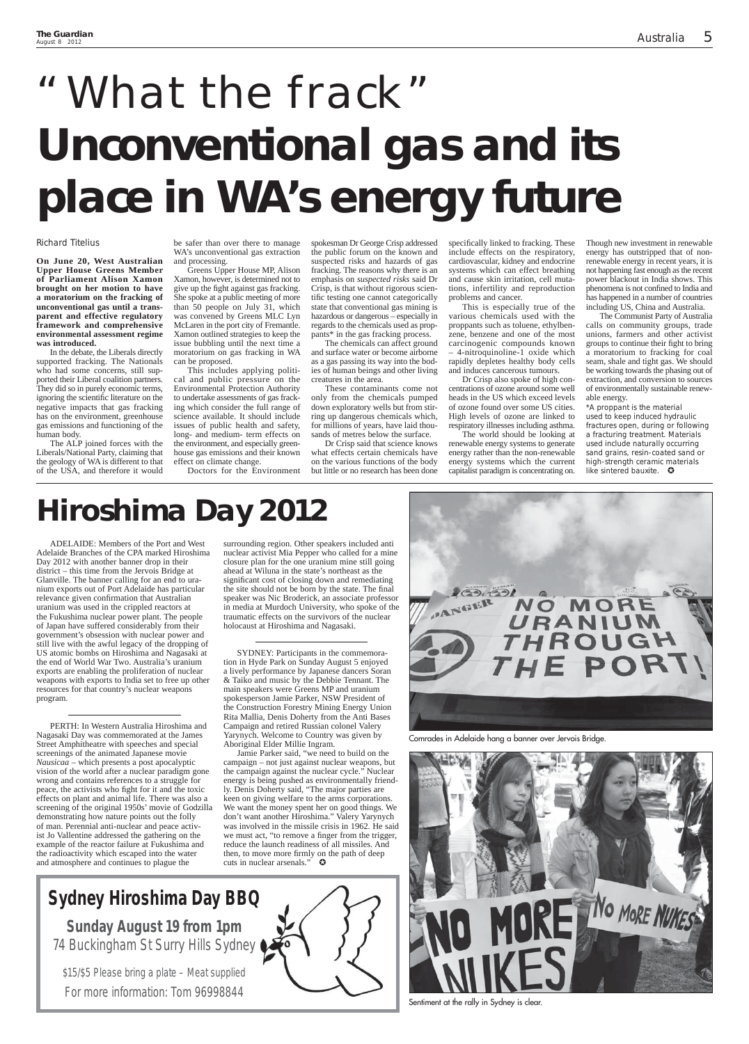# "What the frack"

# Unconventional gas and its place in WA's energy future

Richard Titelius

**On June 20, West Australian Upper House Greens Member of Parliament Alison Xamon brought on her motion to have a moratorium on the fracking of unconventional gas until a transparent and effective regulatory framework and comprehensive environmental assessment regime was introduced.**

In the debate, the Liberals directly supported fracking. The Nationals who had some concerns, still supported their Liberal coalition partners. They did so in purely economic terms, ignoring the scientific literature on the negative impacts that gas fracking has on the environment, greenhouse gas emissions and functioning of the human body.

The ALP joined forces with the Liberals/National Party, claiming that the geology of WA is different to that of the USA, and therefore it would be safer than over there to manage WA's unconventional gas extraction and processing.

Greens Upper House MP, Alison Xamon, however, is determined not to give up the fight against gas fracking. She spoke at a public meeting of more than 50 people on July 31, which was convened by Greens MLC Lyn McLaren in the port city of Fremantle. Xamon outlined strategies to keep the issue bubbling until the next time a moratorium on gas fracking in WA can be proposed.

This includes applying political and public pressure on the Environmental Protection Authority to undertake assessments of gas fracking which consider the full range of science available. It should include issues of public health and safety, long- and medium- term effects on the environment, and especially greenhouse gas emissions and their known effect on climate change.

Doctors for the Environment spokesman Dr George Crisp addressed the public forum on the known and suspected risks and hazards of gas fracking. The reasons why there is an emphasis on *suspected risks* said Dr Crisp, is that without rigorous scientific testing one cannot categorically state that conventional gas mining is hazardous or dangerous – especially in regards to the chemicals used as proppants* in the gas fracking process.

The chemicals can affect ground and surface water or become airborne as a gas passing its way into the bodies of human beings and other living creatures in the area.

These contaminants come not only from the chemicals pumped down exploratory wells but from stirring up dangerous chemicals which, for millions of years, have laid thousands of metres below the surface.

Dr Crisp said that science knows what effects certain chemicals have on the various functions of the body but little or no research has been done specifically linked to fracking. These include effects on the respiratory, cardiovascular, kidney and endocrine systems which can effect breathing and cause skin irritation, cell mutations, infertility and reproduction problems and cancer.

This is especially true of the various chemicals used with the proppants such as toluene, ethylbenzene, benzene and one of the most carcinogenic compounds known – 4-nitroquinoline-1 oxide which rapidly depletes healthy body cells and induces cancerous tumours.

Dr Crisp also spoke of high concentrations of ozone around some well heads in the US which exceed levels of ozone found over some US cities. High levels of ozone are linked to respiratory illnesses including asthma.

The world should be looking at renewable energy systems to generate energy rather than the non-renewable energy systems which the current capitalist paradigm is concentrating on. Though new investment in renewable energy has outstripped that of non-renewable energy in recent years, it is not happening fast enough as the recent power blackout in India shows. This phenomena is not confined to India and has happened in a number of countries including US, China and Australia.

The Communist Party of Australia calls on community groups, trade unions, farmers and other activist groups to continue their fight to bring a moratorium to fracking for coal seam, shale and tight gas. We should be working towards the phasing out of extraction, and conversion to sources of environmentally sustainable renewable energy.

*A proppant is the material used to keep induced hydraulic fractures open, during or following a fracturing treatment. Materials used include naturally occurring sand grains, resin-coated sand or high-strength ceramic materials like sintered bauxite. ✪

# Hiroshima Day 2012

ADELAIDE: Members of the Port and West Adelaide Branches of the CPA marked Hiroshima Day 2012 with another banner drop in their district – this time from the Jervois Bridge at Glanville. The banner calling for an end to uranium exports out of Port Adelaide has particular relevance given confirmation that Australian uranium was used in the crippled reactors at the Fukushima nuclear power plant. The people of Japan have suffered considerably from their government's obsession with nuclear power and still live with the awful legacy of the dropping of US atomic bombs on Hiroshima and Nagasaki at the end of World War Two. Australia's uranium exports are enabling the proliferation of nuclear weapons with exports to India set to free up other resources for that country's nuclear weapons program.

---

PERTH: In Western Australia Hiroshima and Nagasaki Day was commemorated at the James Street Amphitheatre with speeches and special screenings of the animated Japanese movie *Nausicaa* – which presents a post apocalyptic vision of the world after a nuclear paradigm gone wrong and contains references to a struggle for peace, the activists who fight for it and the toxic effects on plant and animal life. There was also a screening of the original 1950s' movie of Godzilla demonstrating how nature points out the folly of man. Perennial anti-nuclear and peace activist Jo Vallentine addressed the gathering on the example of the reactor failure at Fukushima and the radioactivity which escaped into the water and atmosphere and continues to plague the surrounding region. Other speakers included anti nuclear activist Mia Pepper who called for a mine closure plan for the one uranium mine still going ahead at Wiluna in the state's northeast as the significant cost of closing down and remediating the site should not be born by the state. The final speaker was Nic Broderick, an associate professor in media at Murdoch University, who spoke of the traumatic effects on the survivors of the nuclear holocaust at Hiroshima and Nagasaki.

---

SYDNEY: Participants in the commemoration in Hyde Park on Sunday August 5 enjoyed a lively performance by Japanese dancers Soran & Taiko and music by the Debbie Tennant. The main speakers were Greens MP and uranium spokesperson Jamie Parker, NSW President of the Construction Forestry Mining Energy Union Rita Mallia, Denis Doherty from the Anti Bases Campaign and retired Russian colonel Valery Yarynych. Welcome to Country was given by Aboriginal Elder Millie Ingram.

Jamie Parker said, "we need to build on the campaign – not just against nuclear weapons, but the campaign against the nuclear cycle." Nuclear energy is being pushed as environmentally friendly. Denis Doherty said, "The major parties are keen on giving welfare to the arms corporations. We want the money spent her on good things. We don't want another Hiroshima." Valery Yarynych was involved in the missile crisis in 1962. He said we must act, "to remove a finger from the trigger, reduce the launch readiness of all missiles. And then, to move more firmly on the path of deep cuts in nuclear arsenals." ✪

Comrades in Adelaide hang a banner over Jervois Bridge.

Sentiment at the rally in Sydney is clear.

## Sydney Hiroshima Day BBQ

**Sunday August 19 from 1pm**
74 Buckingham St Surry Hills Sydney

$15/$5 Please bring a plate – Meat supplied

For more information: Tom 96998844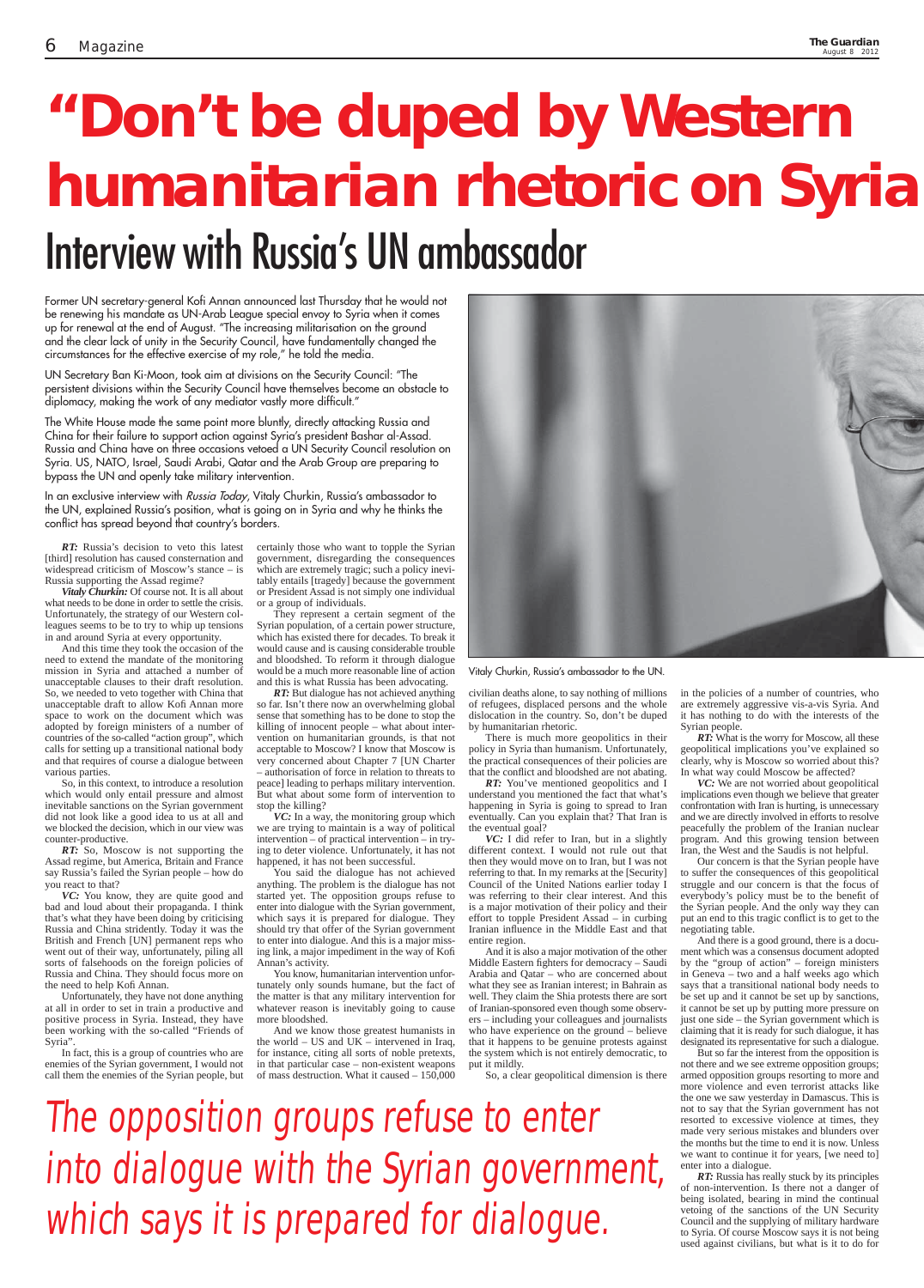# "Don't be duped by Western humanitarian rhetoric on Syria"

## Interview with Russia's UN ambassador

Former UN secretary-general Kofi Annan announced last Thursday that he would not be renewing his mandate as UN-Arab League special envoy to Syria when it comes up for renewal at the end of August. "The increasing militarisation on the ground and the clear lack of unity in the Security Council, have fundamentally changed the circumstances for the effective exercise of my role," he told the media.

UN Secretary Ban Ki-Moon, took aim at divisions on the Security Council: "The persistent divisions within the Security Council have themselves become an obstacle to diplomacy, making the work of any mediator vastly more difficult."

The White House made the same point more bluntly, directly attacking Russia and China for their failure to support action against Syria's president Bashar al-Assad. Russia and China have on three occasions vetoed a UN Security Council resolution on Syria. US, NATO, Israel, Saudi Arabi, Qatar and the Arab Group are preparing to bypass the UN and openly take military intervention.

In an exclusive interview with *Russia Today*, Vitaly Churkin, Russia's ambassador to the UN, explained Russia's position, what is going on in Syria and why he thinks the conflict has spread beyond that country's borders.

***RT:*** Russia's decision to veto this latest [third] resolution has caused consternation and widespread criticism of Moscow's stance – is Russia supporting the Assad regime?

***Vitaly Churkin:*** Of course not. It is all about what needs to be done in order to settle the crisis. Unfortunately, the strategy of our Western colleagues seems to be to try to whip up tensions in and around Syria at every opportunity.

And this time they took the occasion of the need to extend the mandate of the monitoring mission in Syria and attached a number of unacceptable clauses to their draft resolution. So, we needed to veto together with China that unacceptable draft to allow Kofi Annan more space to work on the document which was adopted by foreign ministers of a number of countries of the so-called "action group", which calls for setting up a transitional national body and that requires of course a dialogue between various parties.

So, in this context, to introduce a resolution which would only entail pressure and almost inevitable sanctions on the Syrian government did not look like a good idea to us at all and we blocked the decision, which in our view was counter-productive.

***RT:*** So, Moscow is not supporting the Assad regime, but America, Britain and France say Russia's failed the Syrian people – how do you react to that?

***VC:*** You know, they are quite good and bad and loud about their propaganda. I think that's what they have been doing by criticising Russia and China stridently. Today it was the British and French [UN] permanent reps who went out of their way, unfortunately, piling all sorts of falsehoods on the foreign policies of Russia and China. They should focus more on the need to help Kofi Annan.

Unfortunately, they have not done anything at all in order to set in train a productive and positive process in Syria. Instead, they have been working with the so-called "Friends of Syria".

In fact, this is a group of countries who are enemies of the Syrian government, I would not call them the enemies of the Syrian people, but certainly those who want to topple the Syrian government, disregarding the consequences which are extremely tragic; such a policy inevitably entails [tragedy] because the government or President Assad is not simply one individual or a group of individuals.

They represent a certain segment of the Syrian population, of a certain power structure, which has existed there for decades. To break it would cause and is causing considerable trouble and bloodshed. To reform it through dialogue would be a much more reasonable line of action and this is what Russia has been advocating.

***RT:*** But dialogue has not achieved anything so far. Isn't there now an overwhelming global sense that something has to be done to stop the killing of innocent people – what about intervention on humanitarian grounds, is that not acceptable to Moscow? I know that Moscow is very concerned about Chapter 7 [UN Charter – authorisation of force in relation to threats to peace] leading to perhaps military intervention. But what about some form of intervention to stop the killing?

***VC:*** In a way, the monitoring group which we are trying to maintain is a way of political intervention – of practical intervention – in trying to deter violence. Unfortunately, it has not happened, it has not been successful.

You said the dialogue has not achieved anything. The problem is the dialogue has not started yet. The opposition groups refuse to enter into dialogue with the Syrian government, which says it is prepared for dialogue. They should try that offer of the Syrian government to enter into dialogue. And this is a major missing link, a major impediment in the way of Kofi Annan's activity.

You know, humanitarian intervention unfortunately only sounds humane, but the fact of the matter is that any military intervention for whatever reason is inevitably going to cause more bloodshed.

And we know those greatest humanists in the world – US and UK – intervened in Iraq, for instance, citing all sorts of noble pretexts, in that particular case – non-existent weapons of mass destruction. What it caused – 150,000 civilian deaths alone, to say nothing of millions of refugees, displaced persons and the whole dislocation in the country. So, don't be duped by humanitarian rhetoric.

There is much more geopolitics in their policy in Syria than humanism. Unfortunately, the practical consequences of their policies are that the conflict and bloodshed are not abating.

***RT:*** You've mentioned geopolitics and I understand you mentioned the fact that what's happening in Syria is going to spread to Iran eventually. Can you explain that? That Iran is the eventual goal?

***VC:*** I did refer to Iran, but in a slightly different context. I would not rule out that then they would move on to Iran, but I was not referring to that. In my remarks at the [Security] Council of the United Nations earlier today I was referring to their clear interest. And this is a major motivation of their policy and their effort to topple President Assad – in curbing Iranian influence in the Middle East and that entire region.

And it is also a major motivation of the other Middle Eastern fighters for democracy – Saudi Arabia and Qatar – who are concerned about what they see as Iranian interest; in Bahrain as well. They claim the Shia protests there are sort of Iranian-sponsored even though some observers – including your colleagues and journalists who have experience on the ground – believe that it happens to be genuine protests against the system which is not entirely democratic, to put it mildly.

So, a clear geopolitical dimension is there in the policies of a number of countries, who are extremely aggressive vis-a-vis Syria. And it has nothing to do with the interests of the Syrian people.

***RT:*** What is the worry for Moscow, all these geopolitical implications you've explained so clearly, why is Moscow so worried about this? In what way could Moscow be affected?

***VC:*** We are not worried about geopolitical implications even though we believe that greater confrontation with Iran is hurting, is unnecessary and we are directly involved in efforts to resolve peacefully the problem of the Iranian nuclear program. And this growing tension between Iran, the West and the Saudis is not helpful.

Our concern is that the Syrian people have to suffer the consequences of this geopolitical struggle and our concern is that the focus of everybody's policy must be to the benefit of the Syrian people. And the only way they can put an end to this tragic conflict is to get to the negotiating table.

And there is a good ground, there is a document which was a consensus document adopted by the "group of action" – foreign ministers in Geneva – two and a half weeks ago which says that a transitional national body needs to be set up and it cannot be set up by sanctions, it cannot be set up by putting more pressure on just one side – the Syrian government which is claiming that it is ready for such dialogue, it has designated its representative for such a dialogue.

But so far the interest from the opposition is not there and we see extreme opposition groups; armed opposition groups resorting to more and more violence and even terrorist attacks like the one we saw yesterday in Damascus. This is not to say that the Syrian government has not resorted to excessive violence at times, they made very serious mistakes and blunders over the months but the time to end it is now. Unless we want to continue it for years, [we need to] enter into a dialogue.

***RT:*** Russia has really stuck by its principles of non-intervention. Is there not a danger of being isolated, bearing in mind the continual vetoing of the sanctions of the UN Security Council and the supplying of military hardware to Syria. Of course Moscow says it is not being used against civilians, but what is it to do for

Vitaly Churkin, Russia's ambassador to the UN.

*The opposition groups refuse to enter into dialogue with the Syrian government, which says it is prepared for dialogue.*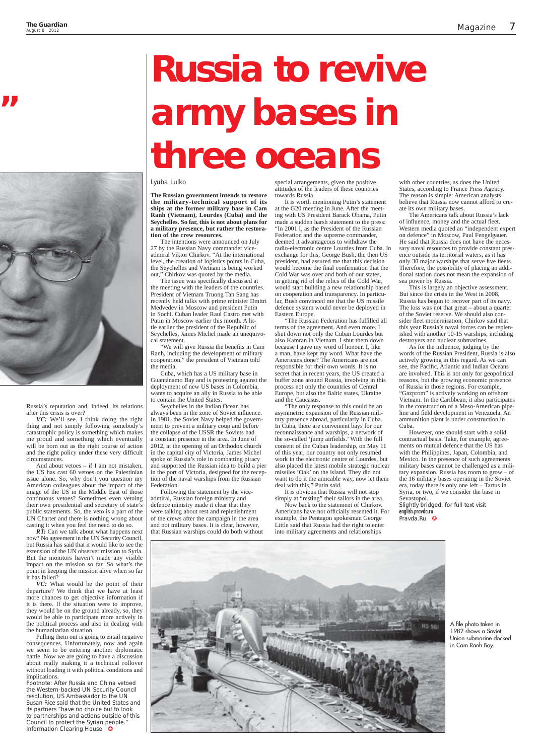Russia's reputation and, indeed, its relations after this crisis is over?

***VC:*** We'll see. I think doing the right thing and not simply following somebody's catastrophic policy is something which makes me proud and something which eventually will be born out as the right course of action and the right policy under these very difficult circumstances.

And about vetoes – if I am not mistaken, the US has cast 60 vetoes on the Palestinian issue alone. So, why don't you question my American colleagues about the impact of the image of the US in the Middle East of those continuous vetoes? Sometimes even vetoing their own presidential and secretary of state's public statements. So, the veto is a part of the UN Charter and there is nothing wrong about casting it when you feel the need to do so.

***RT:*** Can we talk about what happens next now? No agreement in the UN Security Council, but Russia has said that it would like to see the extension of the UN observer mission to Syria. But the monitors haven't made any visible impact on the mission so far. So what's the point in keeping the mission alive when so far it has failed?

***VC:*** What would be the point of their departure? We think that we have at least more chances to get objective information if it is there. If the situation were to improve, they would be on the ground already, so, they would be able to participate more actively in the political process and also in dealing with the humanitarian situation.

Pulling them out is going to entail negative consequences. Unfortunately, now and again we seem to be entering another diplomatic battle. Now we are going to have a discussion about really making it a technical rollover without loading it with political conditions and implications.

Footnote: After Russia and China vetoed the Western-backed UN Security Council resolution, US Ambassador to the UN Susan Rice said that the United States and its partners "have no choice but to look to partnerships and actions outside of this Council to protect the Syrian people."
Information Clearing House

# Russia to revive army bases in three oceans

Lyuba Lulko

**The Russian government intends to restore the military-technical support of its ships at the former military base in Cam Ranh (Vietnam), Lourdes (Cuba) and the Seychelles. So far, this is not about plans for a military presence, but rather the restoration of the crew resources.**

The intentions were announced on July 27 by the Russian Navy commander vice-admiral Viktor Chirkov. "At the international level, the creation of logistics points in Cuba, the Seychelles and Vietnam is being worked out," Chirkov was quoted by the media.

The issue was specifically discussed at the meeting with the leaders of the countries. President of Vietnam Truong Tan Sang has recently held talks with prime minister Dmitri Medvedev in Moscow and president Putin in Sochi. Cuban leader Raul Castro met with Putin in Moscow earlier this month. A little earlier the president of the Republic of Seychelles, James Michel made an unequivocal statement.

"We will give Russia the benefits in Cam Ranh, including the development of military cooperation," the president of Vietnam told the media.

Cuba, which has a US military base in Guantánamo Bay and is protesting against the deployment of new US bases in Colombia, wants to acquire an ally in Russia to be able to contain the United States.

Seychelles in the Indian Ocean has always been in the zone of Soviet influence. In 1981, the Soviet Navy helped the government to prevent a military coup and before the collapse of the USSR the Soviets had a constant presence in the area. In June of 2012, at the opening of an Orthodox church in the capital city of Victoria, James Michel spoke of Russia's role in combatting piracy and supported the Russian idea to build a pier in the port of Victoria, designed for the reception of the naval warships from the Russian Federation.

Following the statement by the vice-admiral, Russian foreign ministry and defence ministry made it clear that they were talking about rest and replenishment of the crews after the campaign in the area and not military bases. It is clear, however, that Russian warships could do both without special arrangements, given the positive attitudes of the leaders of these countries towards Russia.

It is worth mentioning Putin's statement at the G20 meeting in June. After the meeting with US President Barack Obama, Putin made a sudden harsh statement to the press: "In 2001 I, as the President of the Russian Federation and the supreme commander, deemed it advantageous to withdraw the radio-electronic centre Lourdes from Cuba. In exchange for this, George Bush, the then US president, had assured me that this decision would become the final confirmation that the Cold War was over and both of our states, in getting rid of the relics of the Cold War, would start building a new relationship based on cooperation and transparency. In particular, Bush convinced me that the US missile defence system would never be deployed in Eastern Europe.

"The Russian Federation has fulfilled all terms of the agreement. And even more. I shut down not only the Cuban Lourdes but also Kamran in Vietnam. I shut them down because I gave my word of honour. I, like a man, have kept my word. What have the Americans done? The Americans are not responsible for their own words. It is no secret that in recent years, the US created a buffer zone around Russia, involving in this process not only the countries of Central Europe, but also the Baltic states, Ukraine and the Caucasus.

"The only response to this could be an asymmetric expansion of the Russian military presence abroad, particularly in Cuba. In Cuba, there are convenient bays for our reconnaissance and warships, a network of the so-called 'jump airfields.' With the full consent of the Cuban leadership, on May 11 of this year, our country not only resumed work in the electronic centre of Lourdes, but also placed the latest mobile strategic nuclear missiles 'Oak' on the island. They did not want to do it the amicable way, now let them deal with this," Putin said.

It is obvious that Russia will not stop simply at "resting" their sailors in the area.

Now back to the statement of Chirkov. Americans have not officially resented it. For example, the Pentagon spokesman George Little said that Russia had the right to enter into military agreements and relationships with other countries, as does the United States, according to France Press Agency. The reason is simple: American analysts believe that Russia now cannot afford to create its own military bases.

The Americans talk about Russia's lack of influence, money and the actual fleet. Western media quoted an "independent expert on defence" in Moscow, Paul Fengelgauer. He said that Russia does not have the necessary naval resources to provide constant presence outside its territorial waters, as it has only 30 major warships that serve five fleets. Therefore, the possibility of placing an additional station does not mean the expansion of sea power by Russia.

This is largely an objective assessment. But since the crisis in the West in 2008, Russia has begun to recover part of its navy. The loss was not that great – about a quarter of the Soviet reserve. We should also consider fleet modernisation. Chirkov said that this year Russia's naval forces can be replenished with another 10-15 warships, including destroyers and nuclear submarines.

As for the influence, judging by the words of the Russian President, Russia is also actively growing in this regard. As we can see, the Pacific, Atlantic and Indian Oceans are involved. This is not only for geopolitical reasons, but the growing economic presence of Russia in those regions. For example, "Gazprom" is actively working on offshore Vietnam. In the Caribbean, it also participates in the construction of a Meso-American pipeline and field development in Venezuela. An ammunition plant is under construction in Cuba.

However, one should start with a solid contractual basis. Take, for example, agreements on mutual defence that the US has with the Philippines, Japan, Colombia, and Mexico. In the presence of such agreements military bases cannot be challenged as a military expansion. Russia has room to grow – of the 16 military bases operating in the Soviet era, today there is only one left – Tartus in Syria, or two, if we consider the base in Sevastopol.

Slightly bridged, for full text visit **english.pravda.ru**
Pravda.Ru

A file photo taken in 1982 shows a Soviet Union submarine docked in Cam Ranh Bay.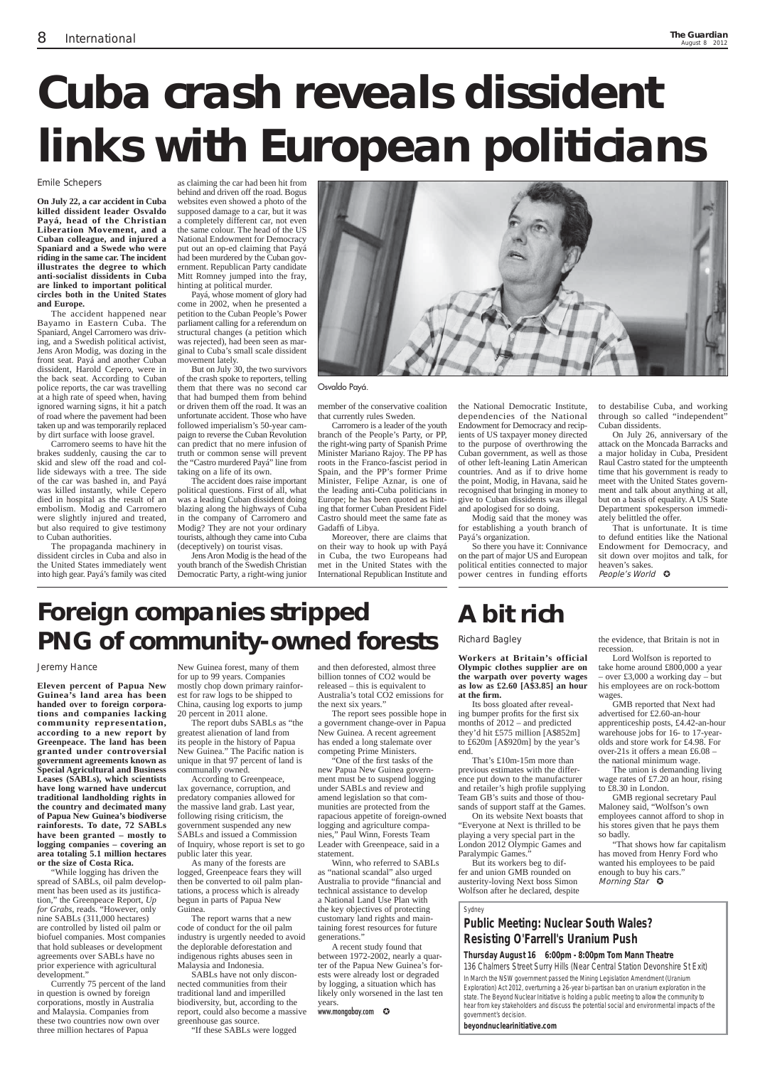# Cuba crash reveals dissident links with European politicians

Emile Schepers

**On July 22, a car accident in Cuba killed dissident leader Osvaldo Payá, head of the Christian Liberation Movement, and a Cuban colleague, and injured a Spaniard and a Swede who were riding in the same car. The incident illustrates the degree to which anti-socialist dissidents in Cuba are linked to important political circles both in the United States and Europe.**

The accident happened near Bayamo in Eastern Cuba. The Spaniard, Angel Carromero was driving, and a Swedish political activist, Jens Aron Modig, was dozing in the front seat. Payá and another Cuban dissident, Harold Cepero, were in the back seat. According to Cuban police reports, the car was travelling at a high rate of speed when, having ignored warning signs, it hit a patch of road where the pavement had been taken up and was temporarily replaced by dirt surface with loose gravel.

Carromero seems to have hit the brakes suddenly, causing the car to skid and slew off the road and collide sideways with a tree. The side of the car was bashed in, and Payá was killed instantly, while Cepero died in hospital as the result of an embolism. Modig and Carromero were slightly injured and treated, but also required to give testimony to Cuban authorities.

The propaganda machinery in dissident circles in Cuba and also in the United States immediately went into high gear. Payá's family was cited as claiming the car had been hit from behind and driven off the road. Bogus websites even showed a photo of the supposed damage to a car, but it was a completely different car, not even the same colour. The head of the US National Endowment for Democracy put out an op-ed claiming that Payá had been murdered by the Cuban government. Republican Party candidate Mitt Romney jumped into the fray, hinting at political murder.

Payá, whose moment of glory had come in 2002, when he presented a petition to the Cuban People's Power parliament calling for a referendum on structural changes (a petition which was rejected), had been seen as marginal to Cuba's small scale dissident movement lately.

But on July 30, the two survivors of the crash spoke to reporters, telling them that there was no second car that had bumped them from behind or driven them off the road. It was an unfortunate accident. Those who have followed imperialism's 50-year campaign to reverse the Cuban Revolution can predict that no mere infusion of truth or common sense will prevent the "Castro murdered Payá" line from taking on a life of its own.

The accident does raise important political questions. First of all, what was a leading Cuban dissident doing blazing along the highways of Cuba in the company of Carromero and Modig? They are not your ordinary tourists, although they came into Cuba (deceptively) on tourist visas.

Jens Aron Modig is the head of the youth branch of the Swedish Christian Democratic Party, a right-wing junior member of the conservative coalition that currently rules Sweden.

Osvaldo Payá.

Carromero is a leader of the youth branch of the People's Party, or PP, the right-wing party of Spanish Prime Minister Mariano Rajoy. The PP has roots in the Franco-fascist period in Spain, and the PP's former Prime Minister, Felipe Aznar, is one of the leading anti-Cuba politicians in Europe; he has been quoted as hinting that former Cuban President Fidel Castro should meet the same fate as Gadaffi of Libya.

Moreover, there are claims that on their way to hook up with Payá in Cuba, the two Europeans had met in the United States with the International Republican Institute and the National Democratic Institute, dependencies of the National Endowment for Democracy and recipients of US taxpayer money directed to the purpose of overthrowing the Cuban government, as well as those of other left-leaning Latin American countries. And as if to drive home the point, Modig, in Havana, said he recognised that bringing in money to give to Cuban dissidents was illegal and apologised for so doing.

Modig said that the money was for establishing a youth branch of Payá's organization.

So there you have it: Connivance on the part of major US and European political entities connected to major power centres in funding efforts to destabilise Cuba, and working through so called "independent" Cuban dissidents.

On July 26, anniversary of the attack on the Moncada Barracks and a major holiday in Cuba, President Raul Castro stated for the umpteenth time that his government is ready to meet with the United States government and talk about anything at all, but on a basis of equality. A US State Department spokesperson immediately belittled the offer.

That is unfortunate. It is time to defund entities like the National Endowment for Democracy, and sit down over mojitos and talk, for heaven's sakes.

*People's World* ✪

# Foreign companies stripped PNG of community-owned forests

Jeremy Hance

**Eleven percent of Papua New Guinea's land area has been handed over to foreign corporations and companies lacking community representation, according to a new report by Greenpeace. The land has been granted under controversial government agreements known as Special Agricultural and Business Leases (SABLs), which scientists have long warned have undercut traditional landholding rights in the country and decimated many of Papua New Guinea's biodiverse rainforests. To date, 72 SABLs have been granted – mostly to logging companies – covering an area totaling 5.1 million hectares or the size of Costa Rica.**

"While logging has driven the spread of SABLs, oil palm development has been used as its justification," the Greenpeace Report, *Up for Grabs*, reads. "However, only nine SABLs (311,000 hectares) are controlled by listed oil palm or biofuel companies. Most companies that hold subleases or development agreements over SABLs have no prior experience with agricultural development."

Currently 75 percent of the land in question is owned by foreign corporations, mostly in Australia and Malaysia. Companies from these two countries now own over three million hectares of Papua New Guinea forest, many of them for up to 99 years. Companies mostly chop down primary rainforest for raw logs to be shipped to China, causing log exports to jump 20 percent in 2011 alone.

The report dubs SABLs as "the greatest alienation of land from its people in the history of Papua New Guinea." The Pacific nation is unique in that 97 percent of land is communally owned.

According to Greenpeace, lax governance, corruption, and predatory companies allowed for the massive land grab. Last year, following rising criticism, the government suspended any new SABLs and issued a Commission of Inquiry, whose report is set to go public later this year.

As many of the forests are logged, Greenpeace fears they will then be converted to oil palm plantations, a process which is already begun in parts of Papua New Guinea.

The report warns that a new code of conduct for the oil palm industry is urgently needed to avoid the deplorable deforestation and indigenous rights abuses seen in Malaysia and Indonesia.

SABLs have not only disconnected communities from their traditional land and imperilled biodiversity, but, according to the report, could also become a massive greenhouse gas source.

"If these SABLs were logged and then deforested, almost three billion tonnes of $CO_2$ would be released – this is equivalent to Australia's total $CO_2$ emissions for the next six years."

The report sees possible hope in a government change-over in Papua New Guinea. A recent agreement has ended a long stalemate over competing Prime Ministers.

"One of the first tasks of the new Papua New Guinea government must be to suspend logging under SABLs and review and amend legislation so that communities are protected from the rapacious appetite of foreign-owned logging and agriculture companies," Paul Winn, Forests Team Leader with Greenpeace, said in a statement.

Winn, who referred to SABLs as "national scandal" also urged Australia to provide "financial and technical assistance to develop a National Land Use Plan with the key objectives of protecting customary land rights and maintaining forest resources for future generations."

A recent study found that between 1972-2002, nearly a quarter of the Papua New Guinea's forests were already lost or degraded by logging, a situation which has likely only worsened in the last ten years.

**www.mongabay.com** ✪

# A bit rich

Richard Bagley

**Workers at Britain's official Olympic clothes supplier are on the warpath over poverty wages as low as £2.60 [A$3.85] an hour at the firm.**

Its boss gloated after revealing bumper profits for the first six months of 2012 – and predicted they'd hit £575 million [A$852m] to £620m [A$920m] by the year's end.

That's £10m-15m more than previous estimates with the difference put down to the manufacturer and retailer's high profile supplying Team GB's suits and those of thousands of support staff at the Games.

On its website Next boasts that "Everyone at Next is thrilled to be playing a very special part in the London 2012 Olympic Games and Paralympic Games."

But its workers beg to differ and union GMB rounded on austerity-loving Next boss Simon Wolfson after he declared, despite the evidence, that Britain is not in recession.

Lord Wolfson is reported to take home around £800,000 a year – over £3,000 a working day – but his employees are on rock-bottom wages.

GMB reported that Next had advertised for £2.60-an-hour apprenticeship posts, £4.42-an-hour warehouse jobs for 16- to 17-year-olds and store work for £4.98. For over-21s it offers a mean £6.08 – the national minimum wage.

The union is demanding living wage rates of £7.20 an hour, rising to £8.30 in London.

GMB regional secretary Paul Maloney said, "Wolfson's own employees cannot afford to shop in his stores given that he pays them so badly.

"That shows how far capitalism has moved from Henry Ford who wanted his employees to be paid enough to buy his cars."

*Morning Star* ✪

Sydney

## Public Meeting: Nuclear South Wales? Resisting O'Farrell's Uranium Push

**Thursday August 16 6:00pm - 8:00pm Tom Mann Theatre**

136 Chalmers Street Surry Hills (Near Central Station Devonshire St Exit)

In March the NSW government passed the Mining Legislation Amendment (Uranium Exploration) Act 2012, overturning a 26-year bi-partisan ban on uranium exploration in the state. The Beyond Nuclear Initiative is holding a public meeting to allow the community to hear from key stakeholders and discuss the potential social and environmental impacts of the government's decision.

**beyondnuclearinitiative.com**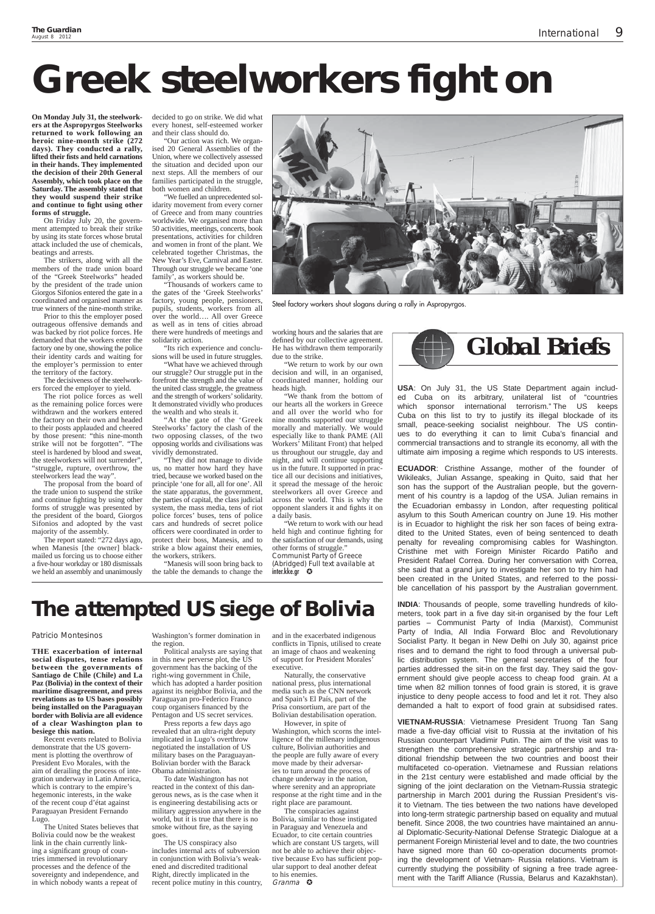# Greek steelworkers fight on

**On Monday July 31, the steelworkers at the Aspropyrgos Steelworks returned to work following an heroic nine-month strike (272 days). They conducted a rally, lifted their fists and held carnations in their hands. They implemented the decision of their 20th General Assembly, which took place on the Saturday. The assembly stated that they would suspend their strike and continue to fight using other forms of struggle.**

On Friday July 20, the government attempted to break their strike by using its state forces whose brutal attack included the use of chemicals, beatings and arrests.

The strikers, along with all the members of the trade union board of the "Greek Steelworkers" headed by the president of the trade union Giorgos Sifonios entered the gate in a coordinated and organised manner as true winners of the nine-month strike.

Prior to this the employer posed outrageous offensive demands and was backed by riot police forces. He demanded that the workers enter the factory one by one, showing the police their identity cards and waiting for the employer's permission to enter the territory of the factory.

The decisiveness of the steelworkers forced the employer to yield.

The riot police forces as well as the remaining police forces were withdrawn and the workers entered the factory on their own and headed to their posts applauded and cheered by those present: "this nine-month strike will not be forgotten". "The steel is hardened by blood and sweat, the steelworkers will not surrender", "struggle, rupture, overthrow, the steelworkers lead the way".

The proposal from the board of the trade union to suspend the strike and continue fighting by using other forms of struggle was presented by the president of the board, Giorgos Sifonios and adopted by the vast majority of the assembly.

The report stated: "272 days ago, when Manesis [the owner] blackmailed us forcing us to choose either a five-hour workday or 180 dismissals we held an assembly and unanimously decided to go on strike. We did what every honest, self-esteemed worker and their class should do.

"Our action was rich. We organised 20 General Assemblies of the Union, where we collectively assessed the situation and decided upon our next steps. All the members of our families participated in the struggle, both women and children.

"We fuelled an unprecedented solidarity movement from every corner of Greece and from many countries worldwide. We organised more than 50 activities, meetings, concerts, book presentations, activities for children and women in front of the plant. We celebrated together Christmas, the New Year's Eve, Carnival and Easter. Through our struggle we became 'one family', as workers should be.

"Thousands of workers came to the gates of the 'Greek Steelworkers' factory, young people, pensioners, pupils, students, workers from all over the world…. All over Greece as well as in tens of cities abroad there were hundreds of meetings and solidarity action.

"Its rich experience and conclusions will be used in future struggles.

"What have we achieved through our struggle? Our struggle put in the forefront the strength and the value of the united class struggle, the greatness and the strength of workers' solidarity. It demonstrated vividly who produces the wealth and who steals it.

"At the gate of the 'Greek Steelworks' factory the clash of the two opposing classes, of the two opposing worlds and civilisations was vividly demonstrated.

"They did not manage to divide us, no matter how hard they have tried, because we worked based on the principle 'one for all, all for one'. All the state apparatus, the government, the parties of capital, the class judicial system, the mass media, tens of riot police forces' buses, tens of police cars and hundreds of secret police officers were coordinated in order to protect their boss, Manesis, and to strike a blow against their enemies, the workers, strikers.

"Manesis will soon bring back to the table the demands to change the working hours and the salaries that are defined by our collective agreement. He has withdrawn them temporarily due to the strike.

"We return to work by our own decision and will, in an organised, coordinated manner, holding our heads high.

"We thank from the bottom of our hearts all the workers in Greece and all over the world who for nine months supported our struggle morally and materially. We would especially like to thank PAME (All Workers' Militant Front) that helped us throughout our struggle, day and night, and will continue supporting us in the future. It supported in practice all our decisions and initiatives, it spread the message of the heroic steelworkers all over Greece and across the world. This is why the opponent slanders it and fights it on a daily basis.

"We return to work with our head held high and continue fighting for the satisfaction of our demands, using other forms of struggle."

*Communist Party of Greece (Abridged) Full text available at* inter.kke.gr

Steel factory workers shout slogans during a rally in Aspropyrgos.

# The attempted US siege of Bolivia

*Patricio Montesinos*

**THE exacerbation of internal social disputes, tense relations between the governments of Santiago de Chile (Chile) and La Paz (Bolivia) in the context of their maritime disagreement, and press revelations as to US bases possibly being installed on the Paraguayan border with Bolivia are all evidence of a clear Washington plan to besiege this nation.**

Recent events related to Bolivia demonstrate that the US government is plotting the overthrow of President Evo Morales, with the aim of derailing the process of integration underway in Latin America, which is contrary to the empire's hegemonic interests, in the wake of the recent coup d'état against Paraguayan President Fernando Lugo.

The United States believes that Bolivia could now be the weakest link in the chain currently linking a significant group of countries immersed in revolutionary processes and the defence of the sovereignty and independence, and in which nobody wants a repeat of Washington's former domination in the region.

Political analysts are saying that in this new perverse plot, the US government has the backing of the right-wing government in Chile, which has adopted a harder position against its neighbor Bolivia, and the Paraguayan pro-Federico Franco coup organisers financed by the Pentagon and US secret services.

Press reports a few days ago revealed that an ultra-right deputy implicated in Lugo's overthrow negotiated the installation of US military bases on the Paraguayan-Bolivian border with the Barack Obama administration.

To date Washington has not reacted in the context of this dangerous news, as is the case when it is engineering destabilising acts or military aggression anywhere in the world, but it is true that there is no smoke without fire, as the saying goes.

The US conspiracy also includes internal acts of subversion in conjunction with Bolivia's weakened and discredited traditional Right, directly implicated in the recent police mutiny in this country, and in the exacerbated indigenous conflicts in Tipnis, utilised to create an image of chaos and weakening of support for President Morales' executive.

Naturally, the conservative national press, plus international media such as the CNN network and Spain's El País, part of the Prisa consortium, are part of the Bolivian destabilisation operation.

However, in spite of Washington, which scorns the intelligence of the millenary indigenous culture, Bolivian authorities and the people are fully aware of every move made by their adversaries to turn around the process of change underway in the nation, where serenity and an appropriate response at the right time and in the right place are paramount.

The conspiracies against Bolivia, similar to those instigated in Paraguay and Venezuela and Ecuador, to cite certain countries which are constant US targets, will not be able to achieve their objective because Evo has sufficient popular support to deal another defeat to his enemies.

*Granma*

# Global Briefs

**USA**: On July 31, the US State Department again included Cuba on its arbitrary, unilateral list of "countries which sponsor international terrorism." The US keeps Cuba on this list to try to justify its illegal blockade of its small, peace-seeking socialist neighbour. The US continues to do everything it can to limit Cuba's financial and commercial transactions and to strangle its economy, all with the ultimate aim imposing a regime which responds to US interests.

**ECUADOR**: Cristhine Assange, mother of the founder of Wikileaks, Julian Assange, speaking in Quito, said that her son has the support of the Australian people, but the government of his country is a lapdog of the USA. Julian remains in the Ecuadorian embassy in London, after requesting political asylum to this South American country on June 19. His mother is in Ecuador to highlight the risk her son faces of being extradited to the United States, even of being sentenced to death penalty for revealing compromising cables for Washington. Cristhine met with Foreign Minister Ricardo Patiño and President Rafael Correa. During her conversation with Correa, she said that a grand jury to investigate her son to try him had been created in the United States, and referred to the possible cancellation of his passport by the Australian government.

**INDIA**: Thousands of people, some travelling hundreds of kilometers, took part in a five day sit-in organised by the four Left parties – Communist Party of India (Marxist), Communist Party of India, All India Forward Bloc and Revolutionary Socialist Party. It began in New Delhi on July 30, against price rises and to demand the right to food through a universal public distribution system. The general secretaries of the four parties addressed the sit-in on the first day. They said the government should give people access to cheap food grain. At a time when 82 million tonnes of food grain is stored, it is grave injustice to deny people access to food and let it rot. They also demanded a halt to export of food grain at subsidised rates.

**VIETNAM-RUSSIA**: Vietnamese President Truong Tan Sang made a five-day official visit to Russia at the invitation of his Russian counterpart Vladimir Putin. The aim of the visit was to strengthen the comprehensive strategic partnership and traditional friendship between the two countries and boost their multifaceted co-operation. Vietnamese and Russian relations in the 21st century were established and made official by the signing of the joint declaration on the Vietnam-Russia strategic partnership in March 2001 during the Russian President's visit to Vietnam. The ties between the two nations have developed into long-term strategic partnership based on equality and mutual benefit. Since 2008, the two countries have maintained an annual Diplomatic-Security-National Defense Strategic Dialogue at a permanent Foreign Ministerial level and to date, the two countries have signed more than 60 co-operation documents promoting the development of Vietnam- Russia relations. Vietnam is currently studying the possibility of signing a free trade agreement with the Tariff Alliance (Russia, Belarus and Kazakhstan).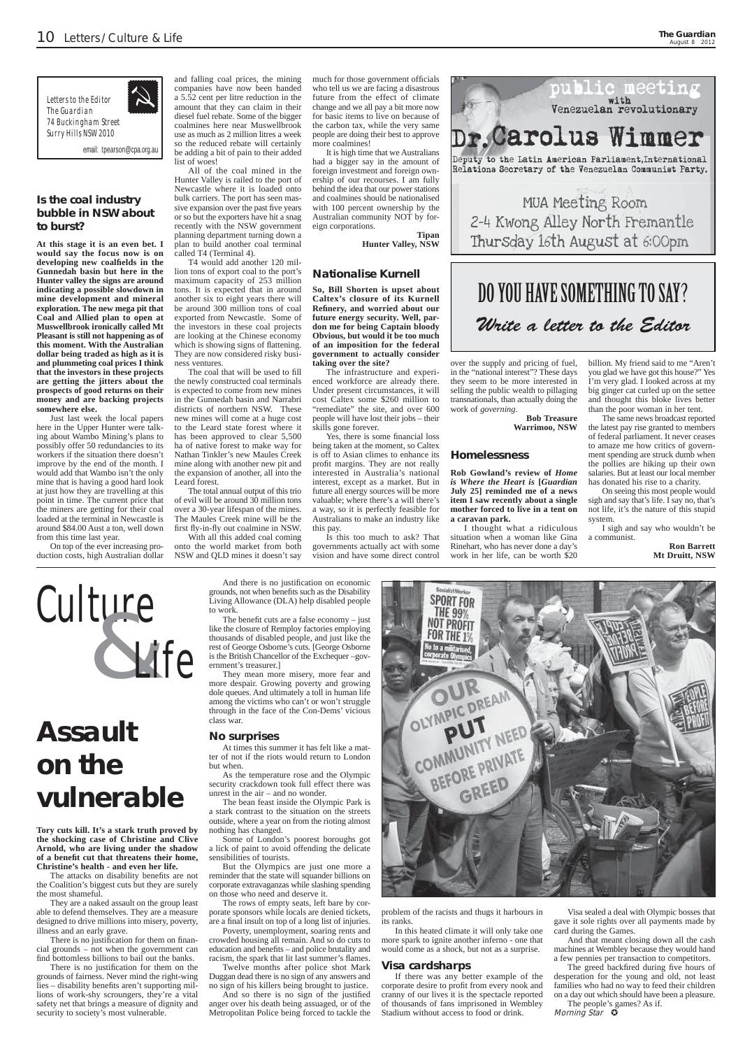Letters to the Editor
The Guardian
74 Buckingham Street
Surry Hills NSW 2010

email: tpearson@cpa.org.au

## Is the coal industry bubble in NSW about to burst?

**At this stage it is an even bet. I would say the focus now is on developing new coalfields in the Gunnedah basin but here in the Hunter valley the signs are around indicating a possible slowdown in mine development and mineral exploration. The new mega pit that Coal and Allied plan to open at Muswellbrook ironically called Mt Pleasant is still not happening as of this moment. With the Australian dollar being traded as high as it is and plummeting coal prices I think that the investors in these projects are getting the jitters about the prospects of good returns on their money and are backing projects somewhere else.**

Just last week the local papers here in the Upper Hunter were talking about Wambo Mining's plans to possibly offer 50 redundancies to its workers if the situation there doesn't improve by the end of the month. I would add that Wambo isn't the only mine that is having a good hard look at just how they are travelling at this point in time. The current price that the miners are getting for their coal loaded at the terminal in Newcastle is around $84.00 Aust a ton, well down from this time last year.

On top of the ever increasing production costs, high Australian dollar and falling coal prices, the mining companies have now been handed a 5.52 cent per litre reduction in the amount that they can claim in their diesel fuel rebate. Some of the bigger coalmines here near Muswellbrook use as much as 2 million litres a week so the reduced rebate will certainly be adding a bit of pain to their added list of woes!

All of the coal mined in the Hunter Valley is railed to the port of Newcastle where it is loaded onto bulk carriers. The port has seen massive expansion over the past five years or so but the exporters have hit a snag recently with the NSW government planning department turning down a plan to build another coal terminal called T4 (Terminal 4).

T4 would add another 120 million tons of export coal to the port's maximum capacity of 253 million tons. It is expected that in around another six to eight years there will be around 300 million tons of coal exported from Newcastle. Some of the investors in these coal projects are looking at the Chinese economy which is showing signs of flattening. They are now considered risky business ventures.

The coal that will be used to fill the newly constructed coal terminals is expected to come from new mines in the Gunnedah basin and Narrabri districts of northern NSW. These new mines will come at a huge cost to the Leard state forest where it has been approved to clear 5,500 ha of native forest to make way for Nathan Tinkler's new Maules Creek mine along with another new pit and the expansion of another, all into the Leard forest.

The total annual output of this trio of evil will be around 30 million tons over a 30-year lifespan of the mines. The Maules Creek mine will be the first fly-in-fly out coalmine in NSW.

With all this added coal coming onto the world market from both NSW and QLD mines it doesn't say much for those government officials who tell us we are facing a disastrous future from the effect of climate change and we all pay a bit more now for basic items to live on because of the carbon tax, while the very same people are doing their best to approve more coalmines!

It is high time that we Australians had a bigger say in the amount of foreign investment and foreign ownership of our recourses. I am fully behind the idea that our power stations and coalmines should be nationalised with 100 percent ownership by the Australian community NOT by foreign corporations.

**Tipan**
**Hunter Valley, NSW**

## Nationalise Kurnell

**So, Bill Shorten is upset about Caltex's closure of its Kurnell Refinery, and worried about our future energy security. Well, pardon me for being Captain bloody Obvious, but would it be too much of an imposition for the federal government to actually consider taking over the site?**

The infrastructure and experienced workforce are already there. Under present circumstances, it will cost Caltex some $260 million to "remediate" the site, and over 600 people will have lost their jobs – their skills gone forever.

Yes, there is some financial loss being taken at the moment, so Caltex is off to Asian climes to enhance its profit margins. They are not really interested in Australia's national interest, except as a market. But in future all energy sources will be more valuable; where there's a will there's a way, so it is perfectly feasible for Australians to make an industry like this pay.

Is this too much to ask? That governments actually act with some vision and have some direct control over the supply and pricing of fuel, in the "national interest"? These days they seem to be more interested in selling the public wealth to pillaging transnationals, than actually doing the work of *governing*.

**Bob Treasure**
**Warrimoo, NSW**

public meeting
with
Venezuelan revolutionary

Dr. Carolus Wimmer

Deputy to the Latin American Parliament, International Relations Secretary of the Venezuelan Communist Party.

MUA Meeting Room
2-4 Kwong Alley North Fremantle
Thursday 16th August at 6:00pm

DO YOU HAVE SOMETHING TO SAY?
*Write a letter to the Editor*

## Homelessness

**Rob Gowland's review of *Home is Where the Heart is* [*Guardian* July 25] reminded me of a news item I saw recently about a single mother forced to live in a tent on a caravan park.**

I thought what a ridiculous situation when a woman like Gina Rinehart, who has never done a day's work in her life, can be worth $20 billion. My friend said to me "Aren't you glad we have got this house?" Yes I'm very glad. I looked across at my big ginger cat curled up on the settee and thought this bloke lives better than the poor woman in her tent.

The same news broadcast reported the latest pay rise granted to members of federal parliament. It never ceases to amaze me how critics of government spending are struck dumb when the pollies are hiking up their own salaries. But at least our local member has donated his rise to a charity.

On seeing this most people would sigh and say that's life. I say no, that's not life, it's the nature of this stupid system.

I sigh and say who wouldn't be a communist.

**Ron Barrett**
**Mt Druitt, NSW**

Culture & Life

# Assault on the vulnerable

**Tory cuts kill. It's a stark truth proved by the shocking case of Christine and Clive Arnold, who are living under the shadow of a benefit cut that threatens their home, Christine's health - and even her life.**

The attacks on disability benefits are not the Coalition's biggest cuts but they are surely the most shameful.

They are a naked assault on the group least able to defend themselves. They are a measure designed to drive millions into misery, poverty, illness and an early grave.

There is no justification for them on financial grounds – not when the government can find bottomless billions to bail out the banks.

There is no justification for them on the grounds of fairness. Never mind the right-wing lies – disability benefits aren't supporting millions of work-shy scroungers, they're a vital safety net that brings a measure of dignity and security to society's most vulnerable.

And there is no justification on economic grounds, not when benefits such as the Disability Living Allowance (DLA) help disabled people to work.

The benefit cuts are a false economy – just like the closure of Remploy factories employing thousands of disabled people, and just like the rest of George Osborne's cuts. [George Osborne is the British Chancellor of the Exchequer –government's treasurer.]

They mean more misery, more fear and more despair. Growing poverty and growing dole queues. And ultimately a toll in human life among the victims who can't or won't struggle through in the face of the Con-Dems' vicious class war.

### No surprises

At times this summer it has felt like a matter of not if the riots would return to London but when.

As the temperature rose and the Olympic security crackdown took full effect there was unrest in the air – and no wonder.

The bean feast inside the Olympic Park is a stark contrast to the situation on the streets outside, where a year on from the rioting almost nothing has changed.

Some of London's poorest boroughs got a lick of paint to avoid offending the delicate sensibilities of tourists.

But the Olympics are just one more a reminder that the state will squander billions on corporate extravaganzas while slashing spending on those who need and deserve it.

The rows of empty seats, left bare by corporate sponsors while locals are denied tickets, are a final insult on top of a long list of injuries.

Poverty, unemployment, soaring rents and crowded housing all remain. And so do cuts to education and benefits – and police brutality and racism, the spark that lit last summer's flames.

Twelve months after police shot Mark Duggan dead there is no sign of any answers and no sign of his killers being brought to justice.

And so there is no sign of the justified anger over his death being assuaged, or of the Metropolitan Police being forced to tackle the problem of the racists and thugs it harbours in its ranks.

In this heated climate it will only take one more spark to ignite another inferno - one that would come as a shock, but not as a surprise.

### Visa cardsharps

If there was any better example of the corporate desire to profit from every nook and cranny of our lives it is the spectacle reported of thousands of fans imprisoned in Wembley Stadium without access to food or drink.

Visa sealed a deal with Olympic bosses that gave it sole rights over all payments made by card during the Games.

And that meant closing down all the cash machines at Wembley because they would hand a few pennies per transaction to competitors.

The greed backfired during five hours of desperation for the young and old, not least families who had no way to feed their children on a day out which should have been a pleasure.

The people's games? As if.

*Morning Star*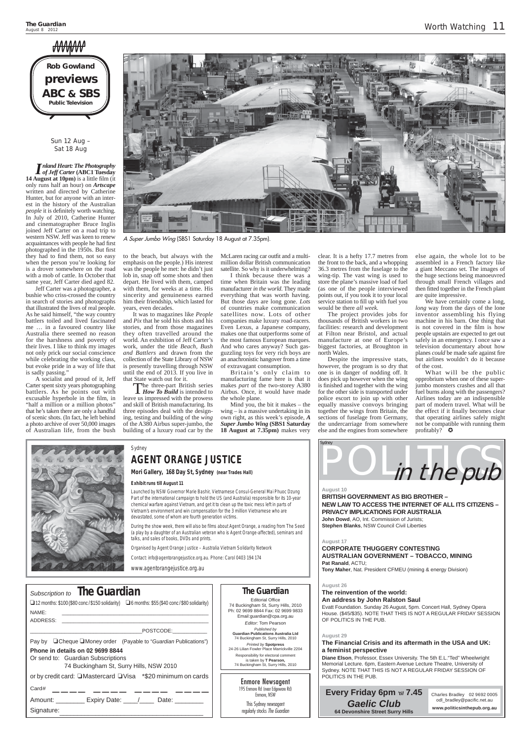**Rob Gowland previews ABC & SBS Public Television**

Sun 12 Aug – Sat 18 Aug

*A Super Jumbo Wing* (SBS1 Saturday 18 August at 7.35pm).

***Inland Heart: The Photography of Jeff Carter*** **(ABC1 Tuesday 14 August at 10pm)** is a little film (it only runs half an hour) on ***Artscape*** written and directed by Catherine Hunter, but for anyone with an interest in the history of the Australian *people* it is definitely worth watching. In July of 2010, Catherine Hunter and cinematographer Bruce Inglis joined Jeff Carter on a road trip to western NSW. Jeff was keen to renew acquaintances with people he had first photographed in the 1950s. But first they had to find them, not so easy when the person you're looking for is a drover somewhere on the road with a mob of cattle. In October that same year, Jeff Carter died aged 82.

Jeff Carter was a photographer, a bushie who criss-crossed the country in search of stories and photographs that illustrated the lives of real people. As he said himself, "the way country battlers toiled and lived fascinated me … in a favoured country like Australia there seemed no reason for the harshness and poverty of their lives. I like to think my images not only prick our social conscience while celebrating the working class, but evoke pride in a way of life that is sadly passing."

A socialist and proud of it, Jeff Carter spent sixty years photographing battlers. As he points out with excusable hyperbole in the film, in "half a million or a million photos" that he's taken there are only a handful of scenic shots. (In fact, he left behind a photo archive of over 50,000 images of Australian life, from the bush to the beach, but always with the emphasis on the people.) His interest was the people he met: he didn't just lob in, snap off some shots and then depart. He lived with them, camped with them, for weeks at a time. His sincerity and genuineness earned him their friendship, which lasted for years, even decades.

It was to magazines like *People* and *Pix* that he sold his shots and his stories, and from those magazines they often travelled around the world. An exhibition of Jeff Carter's work, under the title *Beach, Bush and Battlers* and drawn from the collection of the State Library of NSW is presently travelling through NSW until the end of 2013. If you live in that State watch out for it.

The three-part British series ***How To Build*** is intended to leave us impressed with the prowess and skill of British manufacturing. Its three episodes deal with the designing, testing and building of the *wing* of the A380 Airbus super-jumbo, the building of a luxury road car by the McLaren racing car outfit and a multimillion dollar British communication satellite. So why is it underwhelming?

I think because there was a time when Britain was the leading manufacturer *in the world*. They made everything that was worth having. But those days are long gone. *Lots* of countries make communication satellites now. Lots of other companies make luxury road-racers. Even Lexus, a Japanese company, makes one that outperforms some of the most famous European marques. And who cares anyway? Such gas-guzzling toys for very rich boys are an anachronistic hangover from a time of extravagant consumption.

Britain's only claim to manufacturing fame here is that it makes *part* of the two-storey A380 Airbus. Once, it would have made the whole plane.

Mind you, the bit it makes – the wing – is a massive undertaking in its own right, as this week's episode, ***A Super Jumbo Wing*** **(SBS1 Saturday 18 August at 7.35pm)** makes very clear. It is a hefty 17.7 metres from the front to the back, and a whopping 36.3 metres from the fuselage to the wing-tip. The vast wing is used to store the plane's massive load of fuel (as one of the people interviewed points out, if you took it to your local service station to fill up with fuel you would be there *all week*.

The project provides jobs for thousands of British workers in two facilities: research and development at Filton near Bristol, and actual manufacture at one of Europe's biggest factories, at Broughton in north Wales.

Despite the impressive stats, however, the program is so dry that one is in danger of nodding off. It does pick up however when the wing is finished and together with the wing for the other side is transported under police escort to join up with other equally massive convoys bringing together the wings from Britain, the sections of fuselage from Germany, the undercarriage from somewhere else and the engines from somewhere else again, the whole lot to be assembled in a French factory like a giant Meccano set. The images of the huge sections being manoeuvred through small French villages and then fitted together in the French plant are quite impressive.

We have certainly come a long, *long* way from the days of the lone inventor assembling his flying machine in his barn. One thing that is not covered in the film is how people upstairs are expected to get out safely in an emergency. I once saw a television documentary about how planes *could* be made safe against fire but airlines wouldn't do it because of the cost.

What will be the public opprobrium when one of these super-jumbo monsters crashes and all that fuel burns along with the passengers? Airlines today are an indispensible part of modern travel. What will be the effect if it finally becomes clear that operating airlines safely might not be compatible with running them profitably? ✪

---

Sydney

## AGENT ORANGE JUSTICE

**Mori Gallery, 168 Day St, Sydney** (near Trades Hall)

**Exhibit runs till August 11**

Launched by NSW Governor Marie Bashir, Vietnamese Consul-General Mai Phuoc Dzung Part of the international campaign to hold the US (and Australia) responsible for its 10-year chemical warfare against Vietnam, and get it to clean up the toxic mess left in parts of Vietnam's environment and win compensation for the 3 million Vietnamese who are devastated, some of whom are fourth generation victims.

During the show week, there will also be films about Agent Orange, a reading from The Seed (a play by a daughter of an Australian veteran who is Agent Orange-affected), seminars and talks, and sales of books, DVDs and prints.

Organised by Agent Orange Justice – Australia Vietnam Solidarity Network

Contact: info@agentorangejustice.org.au. Phone: Carol 0403 194 174

www.agentorangejustice.org.au

---

Sydney

## POLITICS *in the pub*

**August 10**
**BRITISH GOVERNMENT AS BIG BROTHER – NEW LAW TO ACCESS THE INTERNET OF ALL ITS CITIZENS – PRIVACY IMPLICATIONS FOR AUSTRALIA**
**John Dowd**, AO, Int. Commission of Jurists;
**Stephen Blanks**, NSW Council Civil Liberties

**August 17**
**CORPORATE THUGGERY CONTESTING AUSTRALIAN GOVERNMENT – TOBACCO, MINING**
**Pat Ranald**, ACTU;
**Tony Maher**, Nat. President CFMEU (mining & energy Division)

**August 26**
**The reinvention of the world: An address by John Ralston Saul**
Evatt Foundation. Sunday 26 August, 5pm. Concert Hall, Sydney Opera House. ($45/$35). NOTE THAT THIS IS NOT A REGULAR FRIDAY SESSION OF POLITICS IN THE PUB.

**August 29**
**The Financial Crisis and its aftermath in the USA and UK: a feminist perspective**
**Diane Elson**, Professor, Essex University. The 5th E.L."Ted" Wheelwright Memorial Lecture. 6pm, Eastern Avenue Lecture Theatre, University of Sydney. NOTE THAT THIS IS NOT A REGULAR FRIDAY SESSION OF POLITICS IN THE PUB.

**Every Friday 6pm *'til* 7.45**
***Gaelic Club***
**64 Devonshire Street Surry Hills**

Charles Bradley 02 9692 0005
odl_bradley@pacific.net.au
**www.politicsinthepub.org.au**

---

*Subscription to* **The Guardian**

❑ 12 months: $100 ($80 conc/$150 solidarity) ❑ 6 months: $55 ($40 conc/$80 solidarity)

NAME: ______

ADDRESS: ______

______ POSTCODE: ______

Pay by ❑ Cheque ❑ Money order (Payable to "*Guardian* Publications")

**Phone in details on 02 9699 8844**

Or send to: Guardian Subscriptions
74 Buckingham St, Surry Hills, NSW 2010

or by credit card: ❑ Mastercard ❑ Visa \*$20 minimum on cards

Card# ____ ____ ____ ____

Amount: ______ Expiry Date: ___/___ Date: ______

Signature: ______

---

**The Guardian**

Editorial Office
74 Buckingham St, Surry Hills, 2010
Ph: 02 9699 8844 Fax: 02 9699 9833
Email:guardian@cpa.org.au

*Editor:* Tom Pearson

*Published by*
**Guardian Publications Australia Ltd**
74 Buckingham St, Surry Hills, 2010

*Printed by* **Spotpress**
24-26 Lilian Fowler Place Marrickville 2204

Responsibility for electoral comment is taken by **T Pearson,**
74 Buckingham St, Surry Hills, 2010

---

**Enmore Newsagent**
195 Enmore Rd (near Edgeware Rd)
Enmore, NSW

This Sydney newsagent regularly stocks *The Guardian*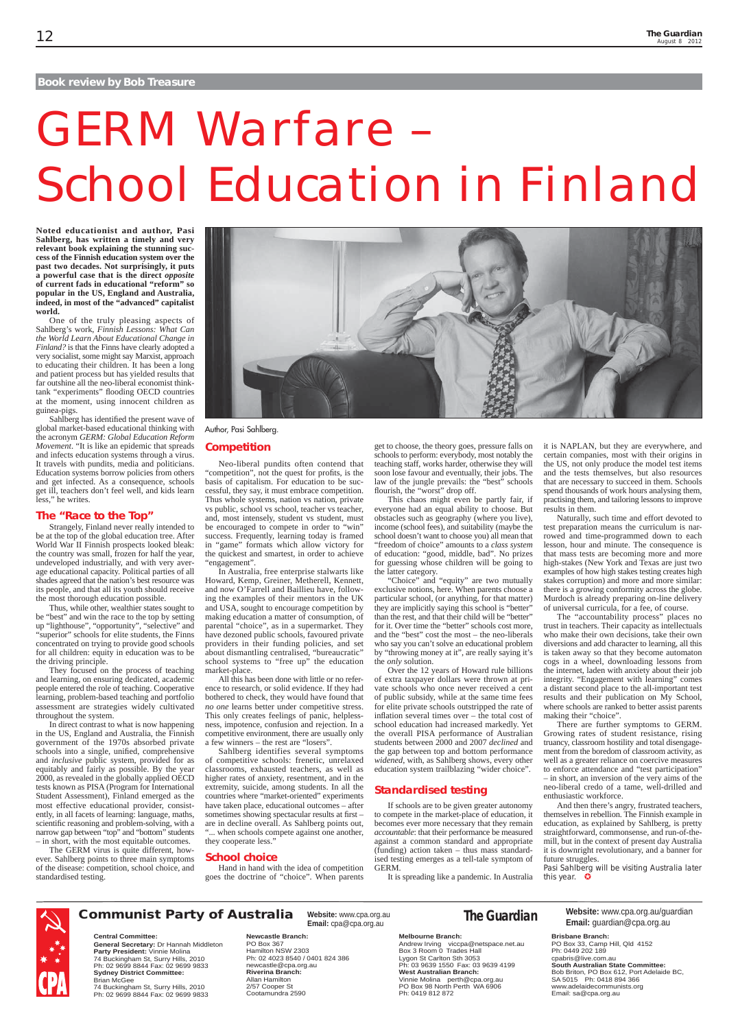Book review by Bob Treasure

# GERM Warfare – School Education in Finland

**Noted educationist and author, Pasi Sahlberg, has written a timely and very relevant book explaining the stunning success of the Finnish education system over the past two decades. Not surprisingly, it puts a powerful case that is the direct *opposite* of current fads in educational "reform" so popular in the US, England and Australia, indeed, in most of the "advanced" capitalist world.**

One of the truly pleasing aspects of Sahlberg's work, *Finnish Lessons: What Can the World Learn About Educational Change in Finland?* is that the Finns have clearly adopted a very socialist, some might say Marxist, approach to educating their children. It has been a long and patient process but has yielded results that far outshine all the neo-liberal economist think-tank "experiments" flooding OECD countries at the moment, using innocent children as guinea-pigs.

Sahlberg has identified the present wave of global market-based educational thinking with the acronym *GERM: Global Education Reform Movement*. "It is like an epidemic that spreads and infects education systems through a virus. It travels with pundits, media and politicians. Education systems borrow policies from others and get infected. As a consequence, schools get ill, teachers don't feel well, and kids learn less," he writes.

## The "Race to the Top"

Strangely, Finland never really intended to be at the top of the global education tree. After World War II Finnish prospects looked bleak: the country was small, frozen for half the year, undeveloped industrially, and with very average educational capacity. Political parties of all shades agreed that the nation's best resource was its people, and that all its youth should receive the most thorough education possible.

Thus, while other, wealthier states sought to be "best" and win the race to the top by setting up "lighthouse", "opportunity", "selective" and "superior" schools for elite students, the Finns concentrated on trying to provide good schools for all children: equity in education was to be the driving principle.

They focused on the process of teaching and learning, on ensuring dedicated, academic people entered the role of teaching. Cooperative learning, problem-based teaching and portfolio assessment are strategies widely cultivated throughout the system.

In direct contrast to what is now happening in the US, England and Australia, the Finnish government of the 1970s absorbed private schools into a single, unified, comprehensive and *inclusive* public system, provided for as equitably and fairly as possible. By the year 2000, as revealed in the globally applied OECD tests known as PISA (Program for International Student Assessment), Finland emerged as the most effective educational provider, consistently, in all facets of learning: language, maths, scientific reasoning and problem-solving, with a narrow gap between "top" and "bottom" students – in short, with the most equitable outcomes.

The GERM virus is quite different, however. Sahlberg points to three main symptoms of the disease: competition, school choice, and standardised testing.

Author, Pasi Sahlberg.

## Competition

Neo-liberal pundits often contend that "competition", not the quest for profits, is the basis of capitalism. For education to be successful, they say, it must embrace competition. Thus whole systems, nation vs nation, private vs public, school vs school, teacher vs teacher, and, most intensely, student vs student, must be encouraged to compete in order to "win" success. Frequently, learning today is framed in "game" formats which allow victory for the quickest and smartest, in order to achieve "engagement".

In Australia, free enterprise stalwarts like Howard, Kemp, Greiner, Metherell, Kennett, and now O'Farrell and Baillieu have, following the examples of their mentors in the UK and USA, sought to encourage competition by making education a matter of consumption, of parental "choice", as in a supermarket. They have dezoned public schools, favoured private providers in their funding policies, and set about dismantling centralised, "bureaucratic" school systems to "free up" the education market-place.

All this has been done with little or no reference to research, or solid evidence. If they had bothered to check, they would have found that *no one* learns better under competitive stress. This only creates feelings of panic, helplessness, impotence, confusion and rejection. In a competitive environment, there are usually only a few winners – the rest are "losers".

Sahlberg identifies several symptoms of competitive schools: frenetic, unrelaxed classrooms, exhausted teachers, as well as higher rates of anxiety, resentment, and in the extremity, suicide, among students. In all the countries where "market-oriented" experiments have taken place, educational outcomes – after sometimes showing spectacular results at first – are in decline overall. As Sahlberg points out, "... when schools compete against one another, they cooperate less."

## School choice

Hand in hand with the idea of competition goes the doctrine of "choice". When parents get to choose, the theory goes, pressure falls on schools to perform: everybody, most notably the teaching staff, works harder, otherwise they will soon lose favour and eventually, their jobs. The law of the jungle prevails: the "best" schools flourish, the "worst" drop off.

This chaos might even be partly fair, if everyone had an equal ability to choose. But obstacles such as geography (where you live), income (school fees), and suitability (maybe the school doesn't want to choose you) all mean that "freedom of choice" amounts to a *class system* of education: "good, middle, bad". No prizes for guessing whose children will be going to the latter category.

"Choice" and "equity" are two mutually exclusive notions, here. When parents choose a particular school, (or anything, for that matter) they are implicitly saying this school is "better" than the rest, and that their child will be "better" for it. Over time the "better" schools cost more, and the "best" cost the most – the neo-liberals who say you can't solve an educational problem by "throwing money at it", are really saying it's the *only* solution.

Over the 12 years of Howard rule billions of extra taxpayer dollars were thrown at private schools who once never received a cent of public subsidy, while at the same time fees for elite private schools outstripped the rate of inflation several times over – the total cost of school education had increased markedly. Yet the overall PISA performance of Australian students between 2000 and 2007 *declined* and the gap between top and bottom performance *widened*, with, as Sahlberg shows, every other education system trailblazing "wider choice".

## Standardised testing

If schools are to be given greater autonomy to compete in the market-place of education, it becomes ever more necessary that they remain *accountable*: that their performance be measured against a common standard and appropriate (funding) action taken – thus mass standardised testing emerges as a tell-tale symptom of GERM.

It is spreading like a pandemic. In Australia it is NAPLAN, but they are everywhere, and certain companies, most with their origins in the US, not only produce the model test items and the tests themselves, but also resources that are necessary to succeed in them. Schools spend thousands of work hours analysing them, practising them, and tailoring lessons to improve results in them.

Naturally, such time and effort devoted to test preparation means the curriculum is narrowed and time-programmed down to each lesson, hour and minute. The consequence is that mass tests are becoming more and more high-stakes (New York and Texas are just two examples of how high stakes testing creates high stakes corruption) and more and more similar: there is a growing conformity across the globe. Murdoch is already preparing on-line delivery of universal curricula, for a fee, of course.

The "accountability process" places no trust in teachers. Their capacity as intellectuals who make their own decisions, take their own diversions and add character to learning, all this is taken away so that they become automaton cogs in a wheel, downloading lessons from the internet, laden with anxiety about their job integrity. "Engagement with learning" comes a distant second place to the all-important test results and their publication on My School, where schools are ranked to better assist parents making their "choice".

There are further symptoms to GERM. Growing rates of student resistance, rising truancy, classroom hostility and total disengagement from the boredom of classroom activity, as well as a greater reliance on coercive measures to enforce attendance and "test participation" – in short, an inversion of the very aims of the neo-liberal credo of a tame, well-drilled and enthusiastic workforce.

And then there's angry, frustrated teachers, themselves in rebellion. The Finnish example in education, as explained by Sahlberg, is pretty straightforward, commonsense, and run-of-the-mill, but in the context of present day Australia it is downright revolutionary, and a banner for future struggles.

Pasi Sahlberg will be visiting Australia later this year.

---

**Communist Party of Australia**
**Website:** www.cpa.org.au
**Email:** cpa@cpa.org.au

**The Guardian**
**Website:** www.cpa.org.au/guardian
**Email:** guardian@cpa.org.au

**Central Committee:**
**General Secretary:** Dr Hannah Middleton
**Party President:** Vinnie Molina
74 Buckingham St, Surry Hills, 2010
Ph: 02 9699 8844 Fax: 02 9699 9833
**Sydney District Committee:**
Brian McGee
74 Buckingham St, Surry Hills, 2010
Ph: 02 9699 8844 Fax: 02 9699 9833

**Newcastle Branch:**
PO Box 367
Hamilton NSW 2303
Ph: 02 4023 8540 / 0401 824 386
newcastle@cpa.org.au
**Riverina Branch:**
Allan Hamilton
2/57 Cooper St
Cootamundra 2590

**Melbourne Branch:**
Andrew Irving viccpa@netspace.net.au
Box 3 Room 0 Trades Hall
Lygon St Carlton Sth 3053
Ph: 03 9639 1550 Fax: 03 9639 4199
**West Australian Branch:**
Vinnie Molina perth@cpa.org.au
PO Box 98 North Perth WA 6906
Ph: 0419 812 872

**Brisbane Branch:**
PO Box 33, Camp Hill, Qld 4152
Ph: 0449 202 189
cpabris@live.com.au
**South Australian State Committee:**
Bob Briton, PO Box 612, Port Adelaide BC, SA 5015 Ph: 0418 894 366
www.adelaidecommunists.org
Email: sa@cpa.org.au